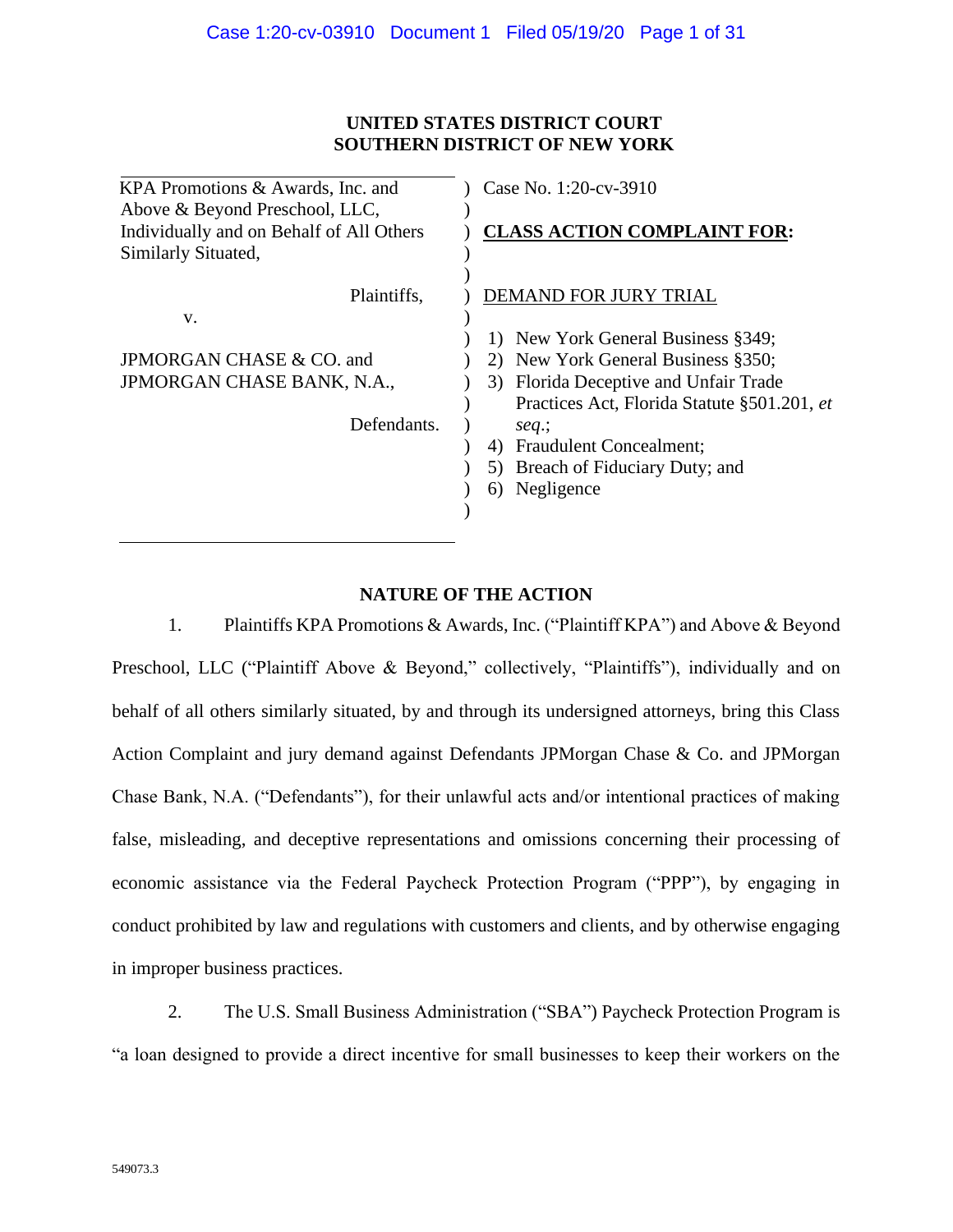**UNITED STATES DISTRICT COURT**
**SOUTHERN DISTRICT OF NEW YORK**

| | |
|---|---|
| KPA Promotions & Awards, Inc. and Above & Beyond Preschool, LLC, Individually and on Behalf of All Others Similarly Situated, | Case No. 1:20-cv-3910 |
| Plaintiffs, | **CLASS ACTION COMPLAINT FOR:** |
| v. | DEMAND FOR JURY TRIAL |
| JPMORGAN CHASE & CO. and JPMORGAN CHASE BANK, N.A., | 1) New York General Business §349; 2) New York General Business §350; 3) Florida Deceptive and Unfair Trade Practices Act, Florida Statute §501.201, *et seq.*; 4) Fraudulent Concealment; 5) Breach of Fiduciary Duty; and 6) Negligence |
| Defendants. | |

## NATURE OF THE ACTION

1. Plaintiffs KPA Promotions & Awards, Inc. ("Plaintiff KPA") and Above & Beyond Preschool, LLC ("Plaintiff Above & Beyond," collectively, "Plaintiffs"), individually and on behalf of all others similarly situated, by and through its undersigned attorneys, bring this Class Action Complaint and jury demand against Defendants JPMorgan Chase & Co. and JPMorgan Chase Bank, N.A. ("Defendants"), for their unlawful acts and/or intentional practices of making false, misleading, and deceptive representations and omissions concerning their processing of economic assistance via the Federal Paycheck Protection Program ("PPP"), by engaging in conduct prohibited by law and regulations with customers and clients, and by otherwise engaging in improper business practices.

2. The U.S. Small Business Administration ("SBA") Paycheck Protection Program is "a loan designed to provide a direct incentive for small businesses to keep their workers on the

549073.3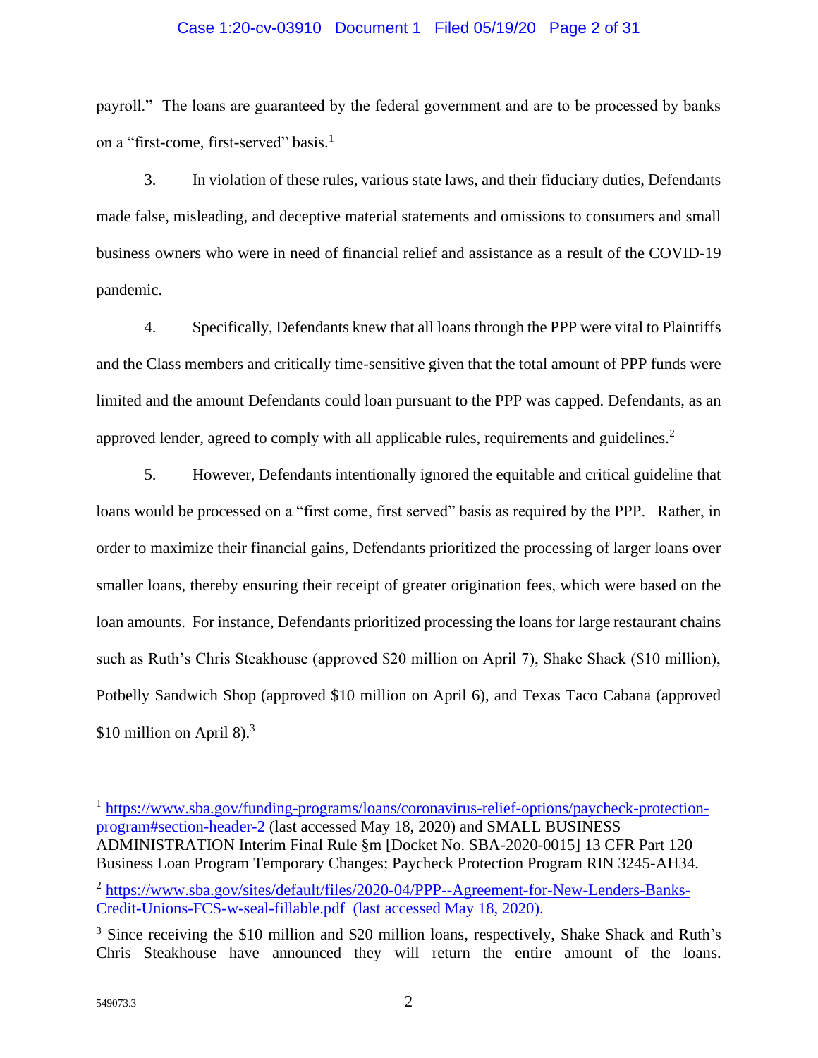payroll." The loans are guaranteed by the federal government and are to be processed by banks on a "first-come, first-served" basis.[1]

3. In violation of these rules, various state laws, and their fiduciary duties, Defendants made false, misleading, and deceptive material statements and omissions to consumers and small business owners who were in need of financial relief and assistance as a result of the COVID-19 pandemic.

4. Specifically, Defendants knew that all loans through the PPP were vital to Plaintiffs and the Class members and critically time-sensitive given that the total amount of PPP funds were limited and the amount Defendants could loan pursuant to the PPP was capped. Defendants, as an approved lender, agreed to comply with all applicable rules, requirements and guidelines.[2]

5. However, Defendants intentionally ignored the equitable and critical guideline that loans would be processed on a "first come, first served" basis as required by the PPP. Rather, in order to maximize their financial gains, Defendants prioritized the processing of larger loans over smaller loans, thereby ensuring their receipt of greater origination fees, which were based on the loan amounts. For instance, Defendants prioritized processing the loans for large restaurant chains such as Ruth's Chris Steakhouse (approved $20 million on April 7), Shake Shack ($10 million), Potbelly Sandwich Shop (approved $10 million on April 6), and Texas Taco Cabana (approved $10 million on April 8).[3]

---

[1] https://www.sba.gov/funding-programs/loans/coronavirus-relief-options/paycheck-protection-program#section-header-2 (last accessed May 18, 2020) and SMALL BUSINESS ADMINISTRATION Interim Final Rule §m [Docket No. SBA-2020-0015] 13 CFR Part 120 Business Loan Program Temporary Changes; Paycheck Protection Program RIN 3245-AH34.

[2] https://www.sba.gov/sites/default/files/2020-04/PPP--Agreement-for-New-Lenders-Banks-Credit-Unions-FCS-w-seal-fillable.pdf (last accessed May 18, 2020).

[3] Since receiving the $10 million and $20 million loans, respectively, Shake Shack and Ruth's Chris Steakhouse have announced they will return the entire amount of the loans.

549073.3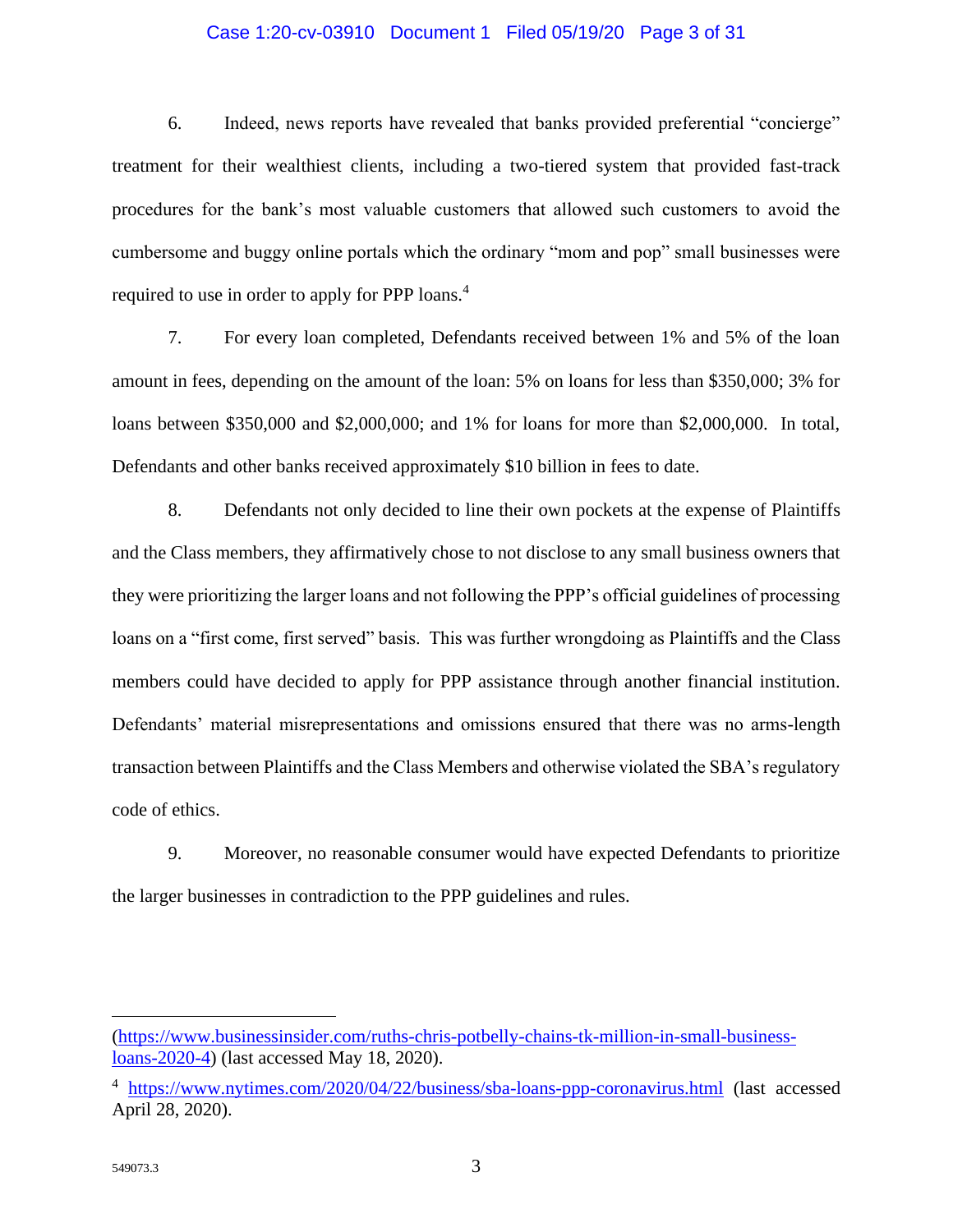6. Indeed, news reports have revealed that banks provided preferential "concierge" treatment for their wealthiest clients, including a two-tiered system that provided fast-track procedures for the bank's most valuable customers that allowed such customers to avoid the cumbersome and buggy online portals which the ordinary "mom and pop" small businesses were required to use in order to apply for PPP loans.[4]

7. For every loan completed, Defendants received between 1% and 5% of the loan amount in fees, depending on the amount of the loan: 5% on loans for less than $350,000; 3% for loans between $350,000 and $2,000,000; and 1% for loans for more than $2,000,000. In total, Defendants and other banks received approximately $10 billion in fees to date.

8. Defendants not only decided to line their own pockets at the expense of Plaintiffs and the Class members, they affirmatively chose to not disclose to any small business owners that they were prioritizing the larger loans and not following the PPP's official guidelines of processing loans on a "first come, first served" basis. This was further wrongdoing as Plaintiffs and the Class members could have decided to apply for PPP assistance through another financial institution. Defendants' material misrepresentations and omissions ensured that there was no arms-length transaction between Plaintiffs and the Class Members and otherwise violated the SBA's regulatory code of ethics.

9. Moreover, no reasonable consumer would have expected Defendants to prioritize the larger businesses in contradiction to the PPP guidelines and rules.

---

(https://www.businessinsider.com/ruths-chris-potbelly-chains-tk-million-in-small-business-loans-2020-4) (last accessed May 18, 2020).

[4] https://www.nytimes.com/2020/04/22/business/sba-loans-ppp-coronavirus.html (last accessed April 28, 2020).

549073.3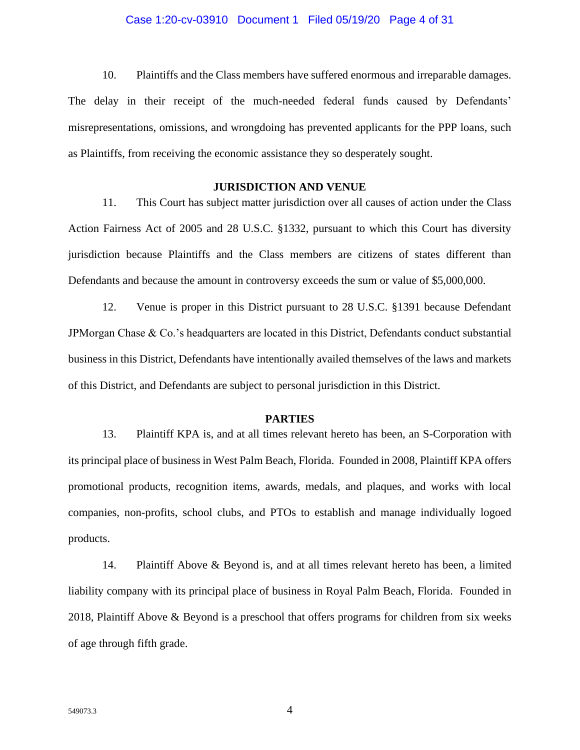10. Plaintiffs and the Class members have suffered enormous and irreparable damages. The delay in their receipt of the much-needed federal funds caused by Defendants' misrepresentations, omissions, and wrongdoing has prevented applicants for the PPP loans, such as Plaintiffs, from receiving the economic assistance they so desperately sought.

## JURISDICTION AND VENUE

11. This Court has subject matter jurisdiction over all causes of action under the Class Action Fairness Act of 2005 and 28 U.S.C. §1332, pursuant to which this Court has diversity jurisdiction because Plaintiffs and the Class members are citizens of states different than Defendants and because the amount in controversy exceeds the sum or value of $5,000,000.

12. Venue is proper in this District pursuant to 28 U.S.C. §1391 because Defendant JPMorgan Chase & Co.'s headquarters are located in this District, Defendants conduct substantial business in this District, Defendants have intentionally availed themselves of the laws and markets of this District, and Defendants are subject to personal jurisdiction in this District.

## PARTIES

13. Plaintiff KPA is, and at all times relevant hereto has been, an S-Corporation with its principal place of business in West Palm Beach, Florida. Founded in 2008, Plaintiff KPA offers promotional products, recognition items, awards, medals, and plaques, and works with local companies, non-profits, school clubs, and PTOs to establish and manage individually logoed products.

14. Plaintiff Above & Beyond is, and at all times relevant hereto has been, a limited liability company with its principal place of business in Royal Palm Beach, Florida. Founded in 2018, Plaintiff Above & Beyond is a preschool that offers programs for children from six weeks of age through fifth grade.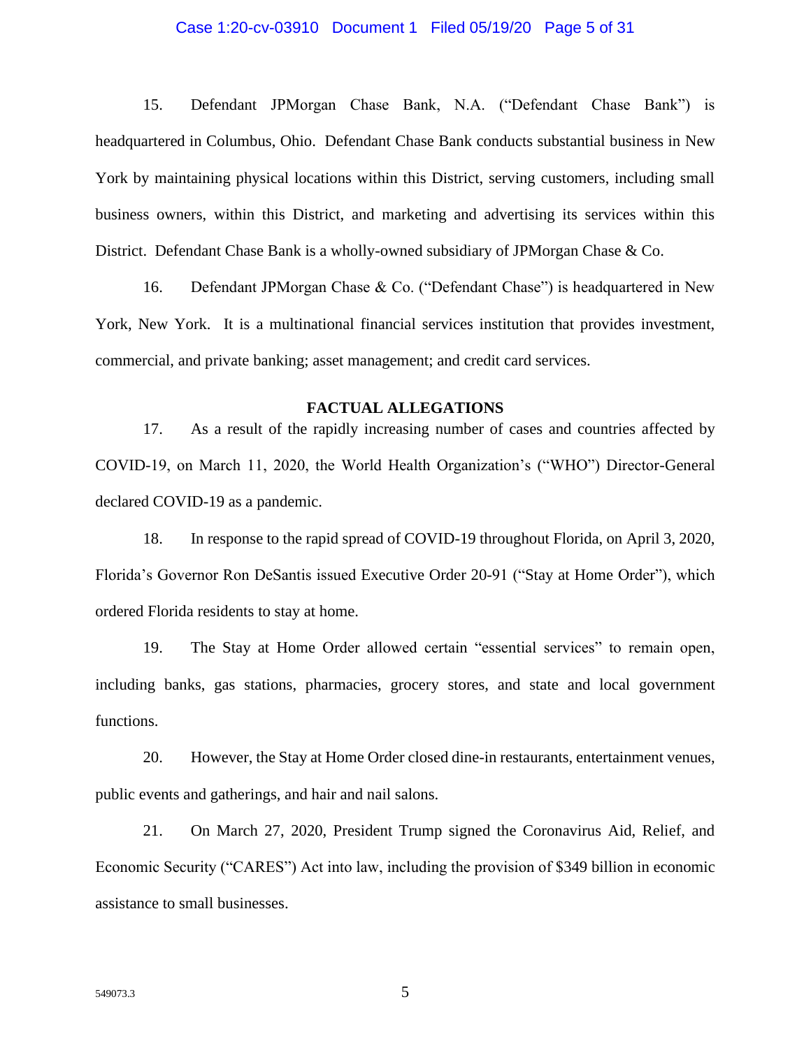15. Defendant JPMorgan Chase Bank, N.A. ("Defendant Chase Bank") is headquartered in Columbus, Ohio. Defendant Chase Bank conducts substantial business in New York by maintaining physical locations within this District, serving customers, including small business owners, within this District, and marketing and advertising its services within this District. Defendant Chase Bank is a wholly-owned subsidiary of JPMorgan Chase & Co.

16. Defendant JPMorgan Chase & Co. ("Defendant Chase") is headquartered in New York, New York. It is a multinational financial services institution that provides investment, commercial, and private banking; asset management; and credit card services.

**FACTUAL ALLEGATIONS**

17. As a result of the rapidly increasing number of cases and countries affected by COVID-19, on March 11, 2020, the World Health Organization's ("WHO") Director-General declared COVID-19 as a pandemic.

18. In response to the rapid spread of COVID-19 throughout Florida, on April 3, 2020, Florida's Governor Ron DeSantis issued Executive Order 20-91 ("Stay at Home Order"), which ordered Florida residents to stay at home.

19. The Stay at Home Order allowed certain "essential services" to remain open, including banks, gas stations, pharmacies, grocery stores, and state and local government functions.

20. However, the Stay at Home Order closed dine-in restaurants, entertainment venues, public events and gatherings, and hair and nail salons.

21. On March 27, 2020, President Trump signed the Coronavirus Aid, Relief, and Economic Security ("CARES") Act into law, including the provision of $349 billion in economic assistance to small businesses.

549073.3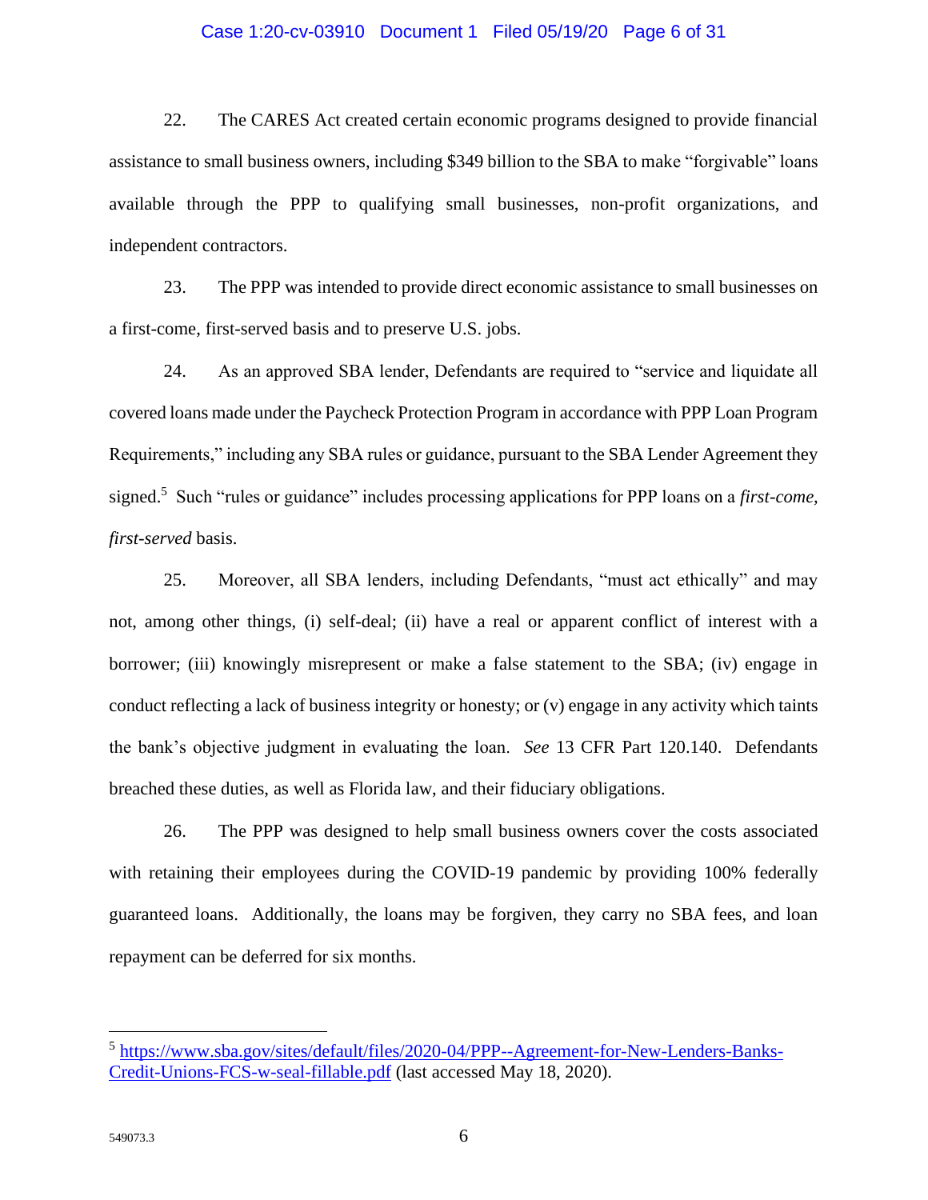22. The CARES Act created certain economic programs designed to provide financial assistance to small business owners, including $349 billion to the SBA to make "forgivable" loans available through the PPP to qualifying small businesses, non-profit organizations, and independent contractors.

23. The PPP was intended to provide direct economic assistance to small businesses on a first-come, first-served basis and to preserve U.S. jobs.

24. As an approved SBA lender, Defendants are required to "service and liquidate all covered loans made under the Paycheck Protection Program in accordance with PPP Loan Program Requirements," including any SBA rules or guidance, pursuant to the SBA Lender Agreement they signed.[5] Such "rules or guidance" includes processing applications for PPP loans on a *first-come, first-served* basis.

25. Moreover, all SBA lenders, including Defendants, "must act ethically" and may not, among other things, (i) self-deal; (ii) have a real or apparent conflict of interest with a borrower; (iii) knowingly misrepresent or make a false statement to the SBA; (iv) engage in conduct reflecting a lack of business integrity or honesty; or (v) engage in any activity which taints the bank's objective judgment in evaluating the loan. *See* 13 CFR Part 120.140. Defendants breached these duties, as well as Florida law, and their fiduciary obligations.

26. The PPP was designed to help small business owners cover the costs associated with retaining their employees during the COVID-19 pandemic by providing 100% federally guaranteed loans. Additionally, the loans may be forgiven, they carry no SBA fees, and loan repayment can be deferred for six months.

---

[5] https://www.sba.gov/sites/default/files/2020-04/PPP--Agreement-for-New-Lenders-Banks-Credit-Unions-FCS-w-seal-fillable.pdf (last accessed May 18, 2020).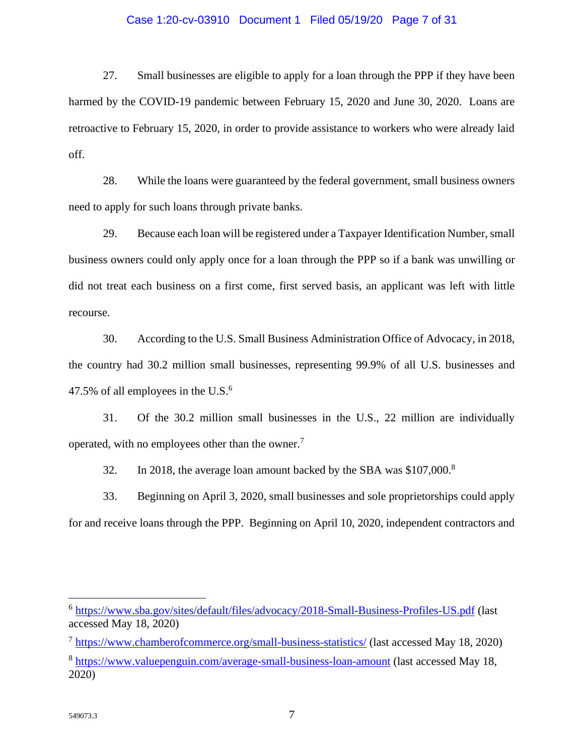27. Small businesses are eligible to apply for a loan through the PPP if they have been harmed by the COVID-19 pandemic between February 15, 2020 and June 30, 2020. Loans are retroactive to February 15, 2020, in order to provide assistance to workers who were already laid off.

28. While the loans were guaranteed by the federal government, small business owners need to apply for such loans through private banks.

29. Because each loan will be registered under a Taxpayer Identification Number, small business owners could only apply once for a loan through the PPP so if a bank was unwilling or did not treat each business on a first come, first served basis, an applicant was left with little recourse.

30. According to the U.S. Small Business Administration Office of Advocacy, in 2018, the country had 30.2 million small businesses, representing 99.9% of all U.S. businesses and 47.5% of all employees in the U.S.[6]

31. Of the 30.2 million small businesses in the U.S., 22 million are individually operated, with no employees other than the owner.[7]

32. In 2018, the average loan amount backed by the SBA was $107,000.[8]

33. Beginning on April 3, 2020, small businesses and sole proprietorships could apply for and receive loans through the PPP. Beginning on April 10, 2020, independent contractors and

---

[6] https://www.sba.gov/sites/default/files/advocacy/2018-Small-Business-Profiles-US.pdf (last accessed May 18, 2020)

[7] https://www.chamberofcommerce.org/small-business-statistics/ (last accessed May 18, 2020)

[8] https://www.valuepenguin.com/average-small-business-loan-amount (last accessed May 18, 2020)

549073.3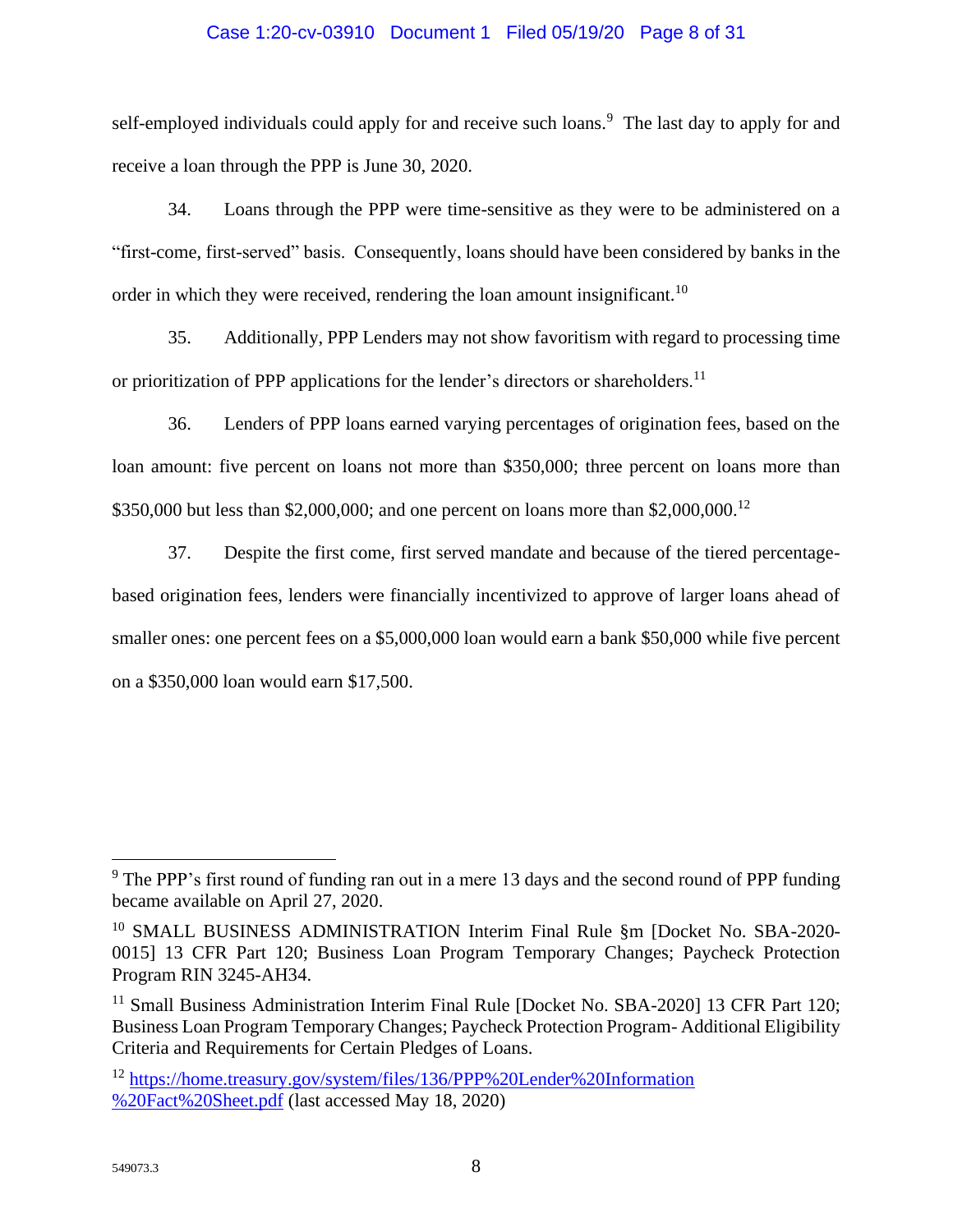self-employed individuals could apply for and receive such loans.[9] The last day to apply for and receive a loan through the PPP is June 30, 2020.

34. Loans through the PPP were time-sensitive as they were to be administered on a "first-come, first-served" basis. Consequently, loans should have been considered by banks in the order in which they were received, rendering the loan amount insignificant.[10]

35. Additionally, PPP Lenders may not show favoritism with regard to processing time or prioritization of PPP applications for the lender's directors or shareholders.[11]

36. Lenders of PPP loans earned varying percentages of origination fees, based on the loan amount: five percent on loans not more than $350,000; three percent on loans more than $350,000 but less than $2,000,000; and one percent on loans more than $2,000,000.[12]

37. Despite the first come, first served mandate and because of the tiered percentage-based origination fees, lenders were financially incentivized to approve of larger loans ahead of smaller ones: one percent fees on a $5,000,000 loan would earn a bank $50,000 while five percent on a $350,000 loan would earn $17,500.

---

[9] The PPP's first round of funding ran out in a mere 13 days and the second round of PPP funding became available on April 27, 2020.

[10] SMALL BUSINESS ADMINISTRATION Interim Final Rule §m [Docket No. SBA-2020-0015] 13 CFR Part 120; Business Loan Program Temporary Changes; Paycheck Protection Program RIN 3245-AH34.

[11] Small Business Administration Interim Final Rule [Docket No. SBA-2020] 13 CFR Part 120; Business Loan Program Temporary Changes; Paycheck Protection Program- Additional Eligibility Criteria and Requirements for Certain Pledges of Loans.

[12] https://home.treasury.gov/system/files/136/PPP%20Lender%20Information%20Fact%20Sheet.pdf (last accessed May 18, 2020)

549073.3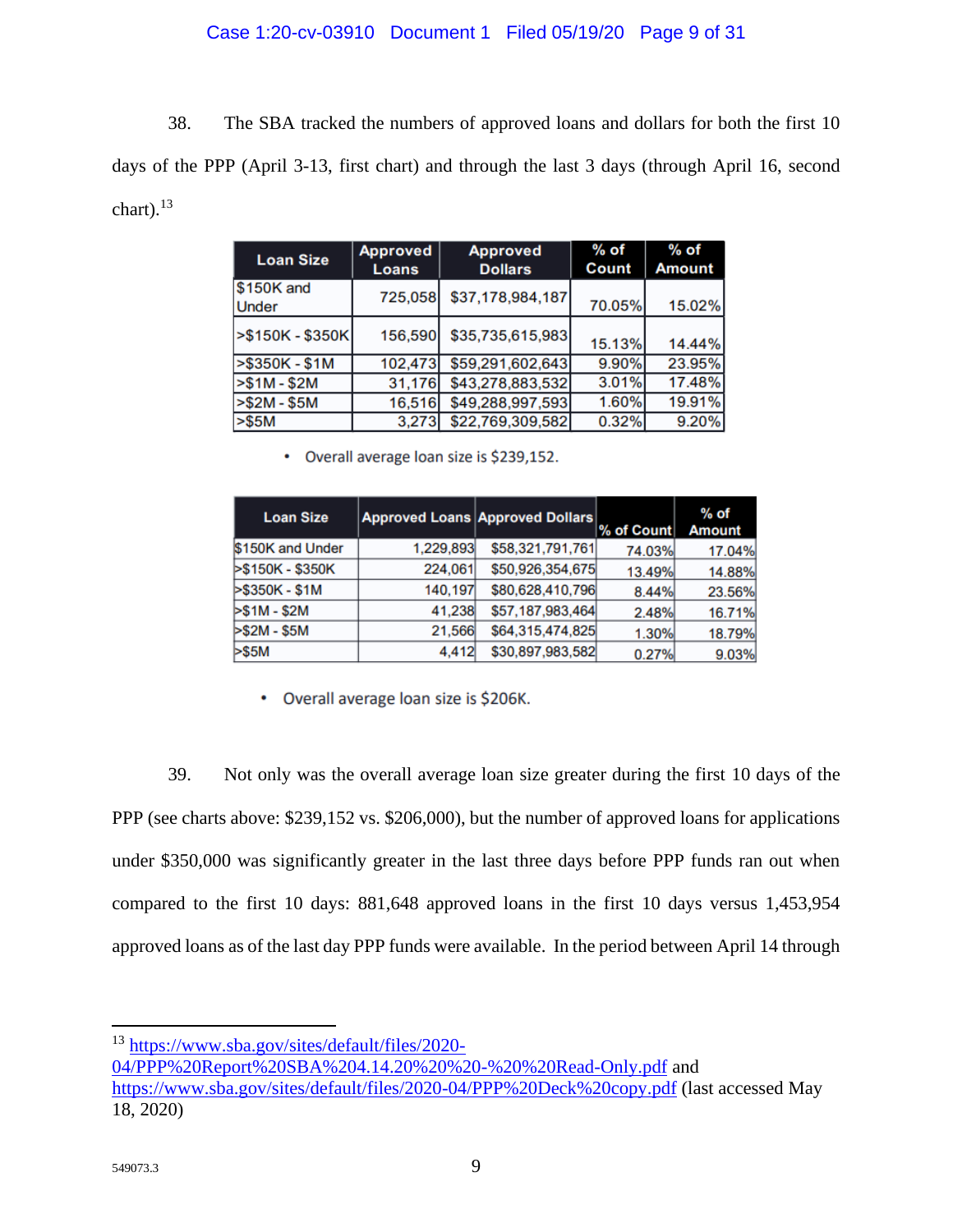38. The SBA tracked the numbers of approved loans and dollars for both the first 10 days of the PPP (April 3-13, first chart) and through the last 3 days (through April 16, second chart).[13]

| Loan Size | Approved Loans | Approved Dollars | % of Count | % of Amount |
|---|---|---|---|---|
| $150K and Under | 725,058 | $37,178,984,187 | 70.05% | 15.02% |
| >$150K - $350K | 156,590 | $35,735,615,983 | 15.13% | 14.44% |
| >$350K - $1M | 102,473 | $59,291,602,643 | 9.90% | 23.95% |
| >$1M - $2M | 31,176 | $43,278,883,532 | 3.01% | 17.48% |
| >$2M - $5M | 16,516 | $49,288,997,593 | 1.60% | 19.91% |
| >$5M | 3,273 | $22,769,309,582 | 0.32% | 9.20% |

- Overall average loan size is $239,152.

| Loan Size | Approved Loans | Approved Dollars | % of Count | % of Amount |
|---|---|---|---|---|
| $150K and Under | 1,229,893 | $58,321,791,761 | 74.03% | 17.04% |
| >$150K - $350K | 224,061 | $50,926,354,675 | 13.49% | 14.88% |
| >$350K - $1M | 140,197 | $80,628,410,796 | 8.44% | 23.56% |
| >$1M - $2M | 41,238 | $57,187,983,464 | 2.48% | 16.71% |
| >$2M - $5M | 21,566 | $64,315,474,825 | 1.30% | 18.79% |
| >$5M | 4,412 | $30,897,983,582 | 0.27% | 9.03% |

- Overall average loan size is $206K.

39. Not only was the overall average loan size greater during the first 10 days of the PPP (see charts above: $239,152 vs. $206,000), but the number of approved loans for applications under $350,000 was significantly greater in the last three days before PPP funds ran out when compared to the first 10 days: 881,648 approved loans in the first 10 days versus 1,453,954 approved loans as of the last day PPP funds were available. In the period between April 14 through

---

[13] https://www.sba.gov/sites/default/files/2020-04/PPP%20Report%20SBA%204.14.20%20%20-%20%20Read-Only.pdf and https://www.sba.gov/sites/default/files/2020-04/PPP%20Deck%20copy.pdf (last accessed May 18, 2020)

549073.3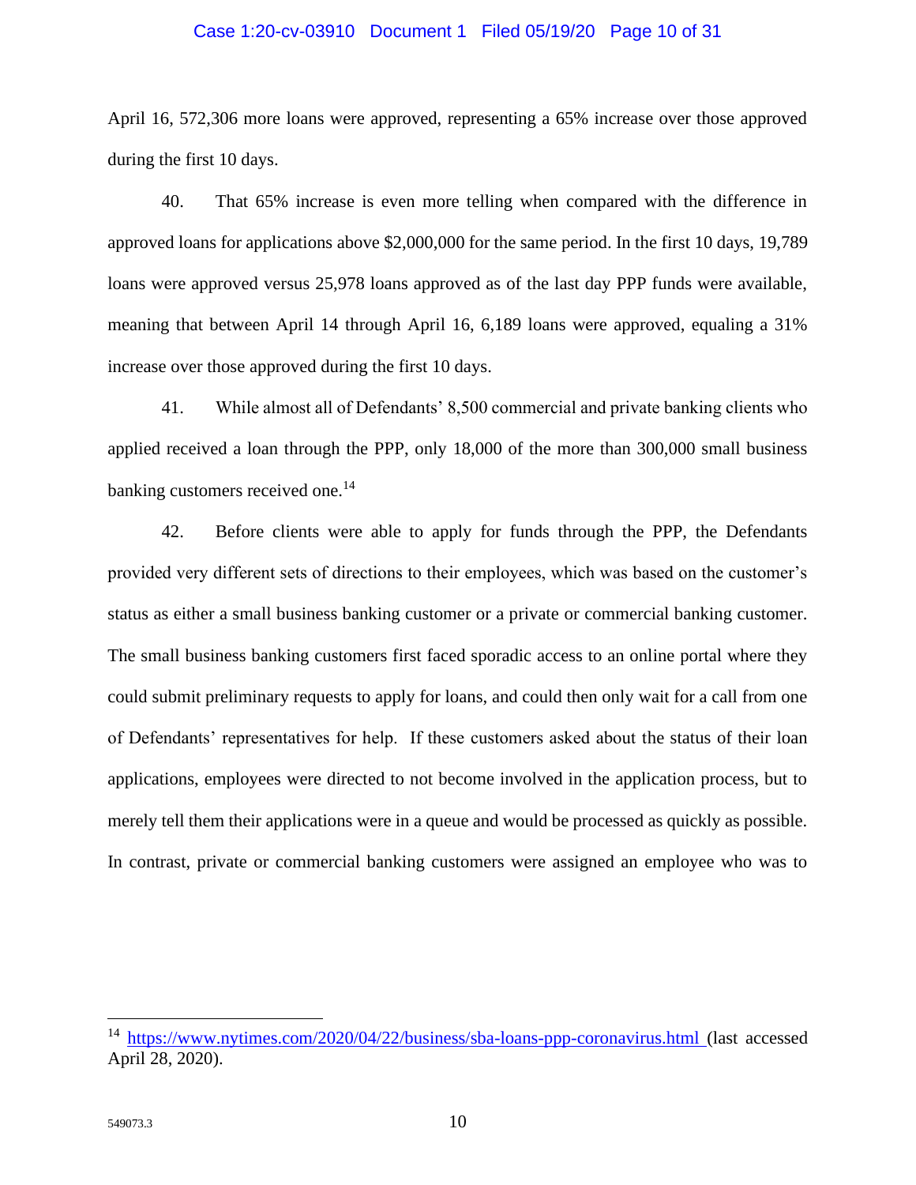April 16, 572,306 more loans were approved, representing a 65% increase over those approved during the first 10 days.

40. That 65% increase is even more telling when compared with the difference in approved loans for applications above $2,000,000 for the same period. In the first 10 days, 19,789 loans were approved versus 25,978 loans approved as of the last day PPP funds were available, meaning that between April 14 through April 16, 6,189 loans were approved, equaling a 31% increase over those approved during the first 10 days.

41. While almost all of Defendants' 8,500 commercial and private banking clients who applied received a loan through the PPP, only 18,000 of the more than 300,000 small business banking customers received one.[14]

42. Before clients were able to apply for funds through the PPP, the Defendants provided very different sets of directions to their employees, which was based on the customer's status as either a small business banking customer or a private or commercial banking customer. The small business banking customers first faced sporadic access to an online portal where they could submit preliminary requests to apply for loans, and could then only wait for a call from one of Defendants' representatives for help. If these customers asked about the status of their loan applications, employees were directed to not become involved in the application process, but to merely tell them their applications were in a queue and would be processed as quickly as possible. In contrast, private or commercial banking customers were assigned an employee who was to

---

[14] https://www.nytimes.com/2020/04/22/business/sba-loans-ppp-coronavirus.html (last accessed April 28, 2020).

549073.3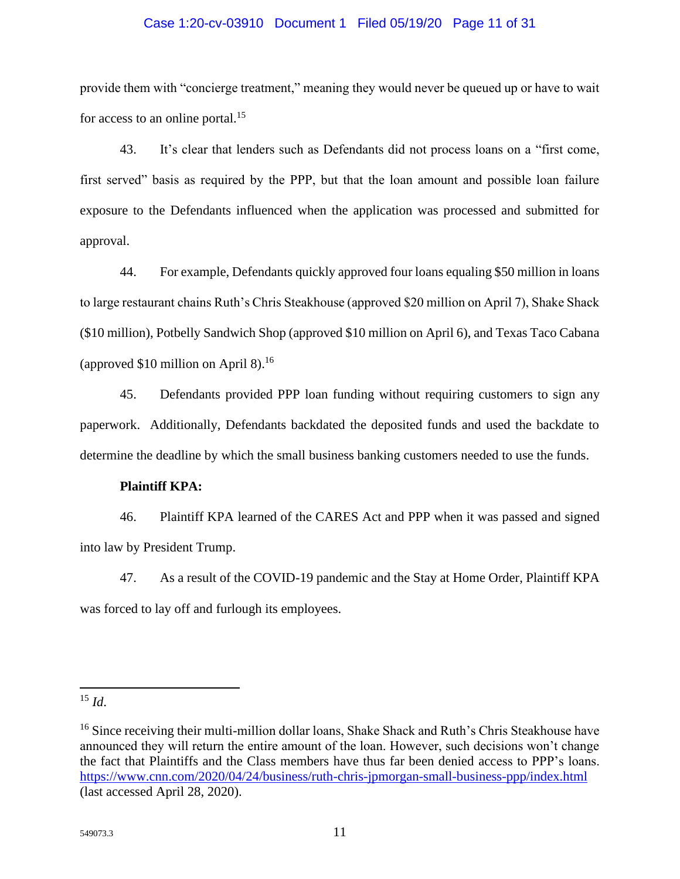provide them with "concierge treatment," meaning they would never be queued up or have to wait for access to an online portal.[15]

43. It's clear that lenders such as Defendants did not process loans on a "first come, first served" basis as required by the PPP, but that the loan amount and possible loan failure exposure to the Defendants influenced when the application was processed and submitted for approval.

44. For example, Defendants quickly approved four loans equaling $50 million in loans to large restaurant chains Ruth's Chris Steakhouse (approved $20 million on April 7), Shake Shack ($10 million), Potbelly Sandwich Shop (approved $10 million on April 6), and Texas Taco Cabana (approved $10 million on April 8).[16]

45. Defendants provided PPP loan funding without requiring customers to sign any paperwork. Additionally, Defendants backdated the deposited funds and used the backdate to determine the deadline by which the small business banking customers needed to use the funds.

**Plaintiff KPA:**

46. Plaintiff KPA learned of the CARES Act and PPP when it was passed and signed into law by President Trump.

47. As a result of the COVID-19 pandemic and the Stay at Home Order, Plaintiff KPA was forced to lay off and furlough its employees.

---

[15] *Id.*

[16] Since receiving their multi-million dollar loans, Shake Shack and Ruth's Chris Steakhouse have announced they will return the entire amount of the loan. However, such decisions won't change the fact that Plaintiffs and the Class members have thus far been denied access to PPP's loans. https://www.cnn.com/2020/04/24/business/ruth-chris-jpmorgan-small-business-ppp/index.html (last accessed April 28, 2020).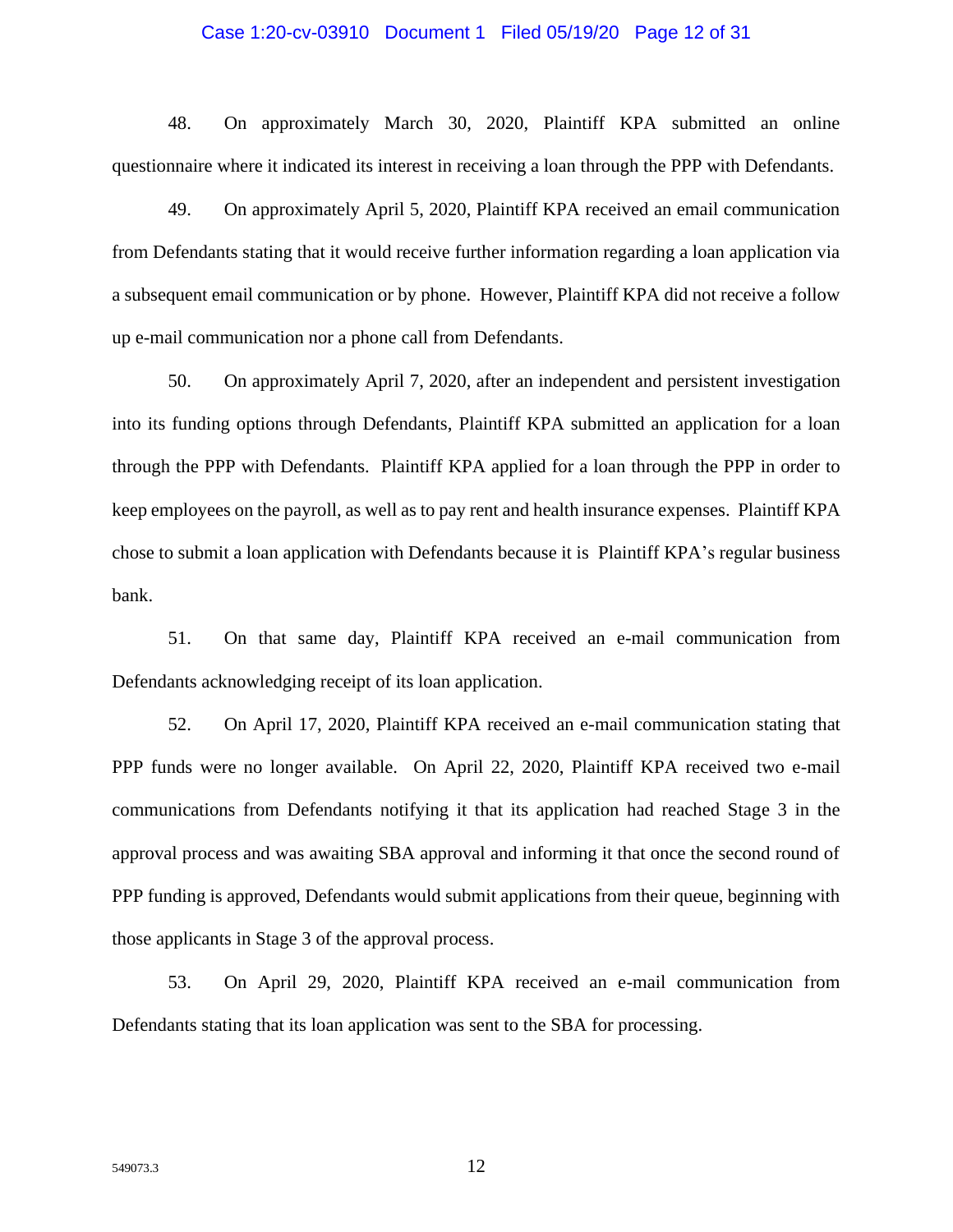48. On approximately March 30, 2020, Plaintiff KPA submitted an online questionnaire where it indicated its interest in receiving a loan through the PPP with Defendants.

49. On approximately April 5, 2020, Plaintiff KPA received an email communication from Defendants stating that it would receive further information regarding a loan application via a subsequent email communication or by phone. However, Plaintiff KPA did not receive a follow up e-mail communication nor a phone call from Defendants.

50. On approximately April 7, 2020, after an independent and persistent investigation into its funding options through Defendants, Plaintiff KPA submitted an application for a loan through the PPP with Defendants. Plaintiff KPA applied for a loan through the PPP in order to keep employees on the payroll, as well as to pay rent and health insurance expenses. Plaintiff KPA chose to submit a loan application with Defendants because it is Plaintiff KPA's regular business bank.

51. On that same day, Plaintiff KPA received an e-mail communication from Defendants acknowledging receipt of its loan application.

52. On April 17, 2020, Plaintiff KPA received an e-mail communication stating that PPP funds were no longer available. On April 22, 2020, Plaintiff KPA received two e-mail communications from Defendants notifying it that its application had reached Stage 3 in the approval process and was awaiting SBA approval and informing it that once the second round of PPP funding is approved, Defendants would submit applications from their queue, beginning with those applicants in Stage 3 of the approval process.

53. On April 29, 2020, Plaintiff KPA received an e-mail communication from Defendants stating that its loan application was sent to the SBA for processing.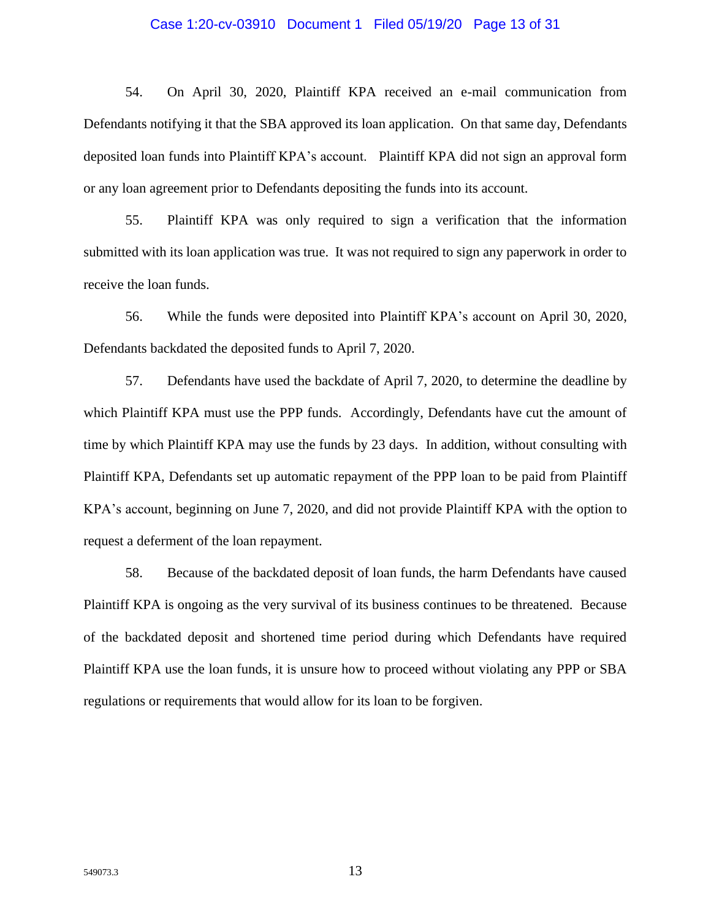54. On April 30, 2020, Plaintiff KPA received an e-mail communication from Defendants notifying it that the SBA approved its loan application. On that same day, Defendants deposited loan funds into Plaintiff KPA's account. Plaintiff KPA did not sign an approval form or any loan agreement prior to Defendants depositing the funds into its account.

55. Plaintiff KPA was only required to sign a verification that the information submitted with its loan application was true. It was not required to sign any paperwork in order to receive the loan funds.

56. While the funds were deposited into Plaintiff KPA's account on April 30, 2020, Defendants backdated the deposited funds to April 7, 2020.

57. Defendants have used the backdate of April 7, 2020, to determine the deadline by which Plaintiff KPA must use the PPP funds. Accordingly, Defendants have cut the amount of time by which Plaintiff KPA may use the funds by 23 days. In addition, without consulting with Plaintiff KPA, Defendants set up automatic repayment of the PPP loan to be paid from Plaintiff KPA's account, beginning on June 7, 2020, and did not provide Plaintiff KPA with the option to request a deferment of the loan repayment.

58. Because of the backdated deposit of loan funds, the harm Defendants have caused Plaintiff KPA is ongoing as the very survival of its business continues to be threatened. Because of the backdated deposit and shortened time period during which Defendants have required Plaintiff KPA use the loan funds, it is unsure how to proceed without violating any PPP or SBA regulations or requirements that would allow for its loan to be forgiven.

549073.3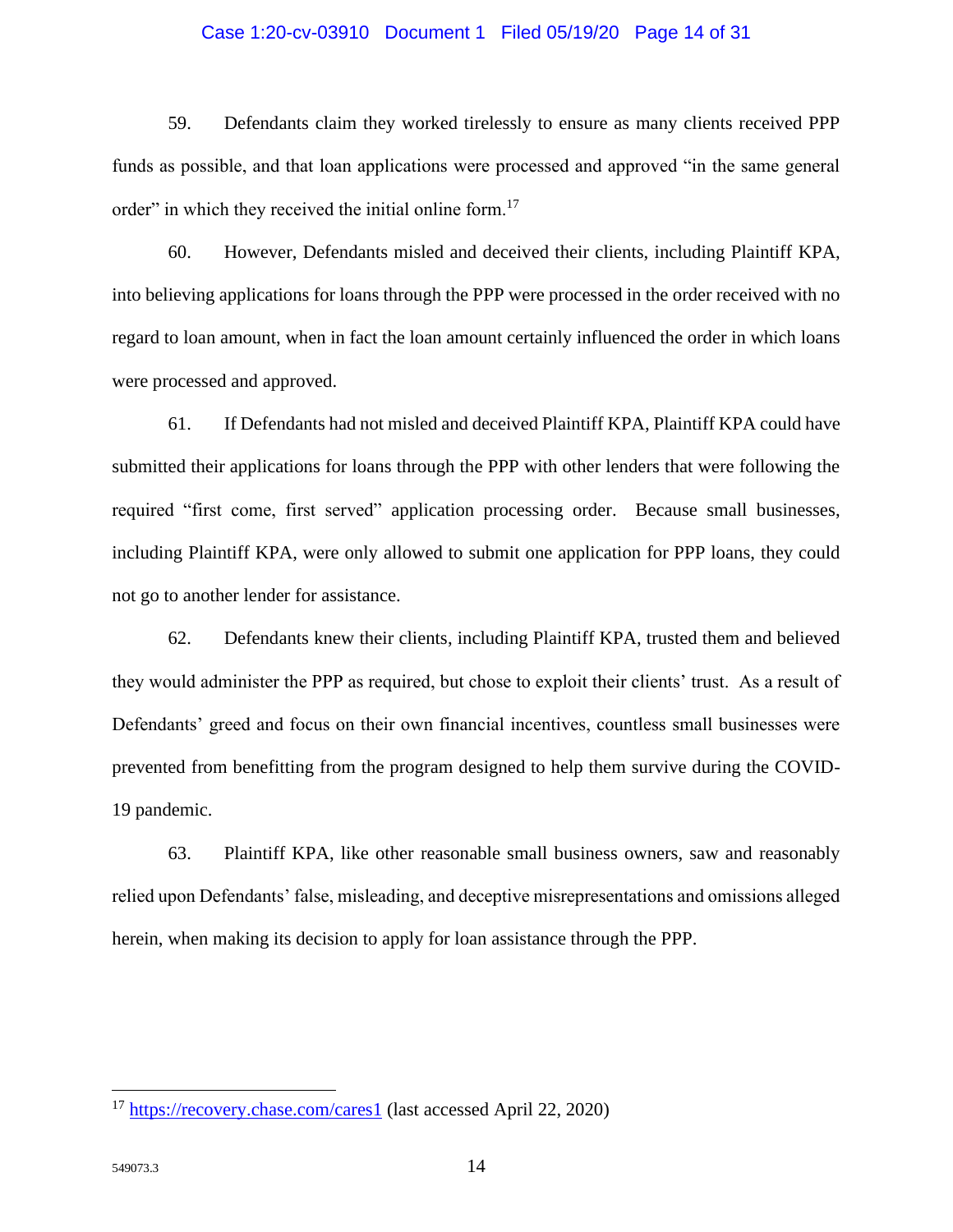59. Defendants claim they worked tirelessly to ensure as many clients received PPP funds as possible, and that loan applications were processed and approved "in the same general order" in which they received the initial online form.[17]

60. However, Defendants misled and deceived their clients, including Plaintiff KPA, into believing applications for loans through the PPP were processed in the order received with no regard to loan amount, when in fact the loan amount certainly influenced the order in which loans were processed and approved.

61. If Defendants had not misled and deceived Plaintiff KPA, Plaintiff KPA could have submitted their applications for loans through the PPP with other lenders that were following the required "first come, first served" application processing order. Because small businesses, including Plaintiff KPA, were only allowed to submit one application for PPP loans, they could not go to another lender for assistance.

62. Defendants knew their clients, including Plaintiff KPA, trusted them and believed they would administer the PPP as required, but chose to exploit their clients' trust. As a result of Defendants' greed and focus on their own financial incentives, countless small businesses were prevented from benefitting from the program designed to help them survive during the COVID-19 pandemic.

63. Plaintiff KPA, like other reasonable small business owners, saw and reasonably relied upon Defendants' false, misleading, and deceptive misrepresentations and omissions alleged herein, when making its decision to apply for loan assistance through the PPP.

---

[17] https://recovery.chase.com/cares1 (last accessed April 22, 2020)

549073.3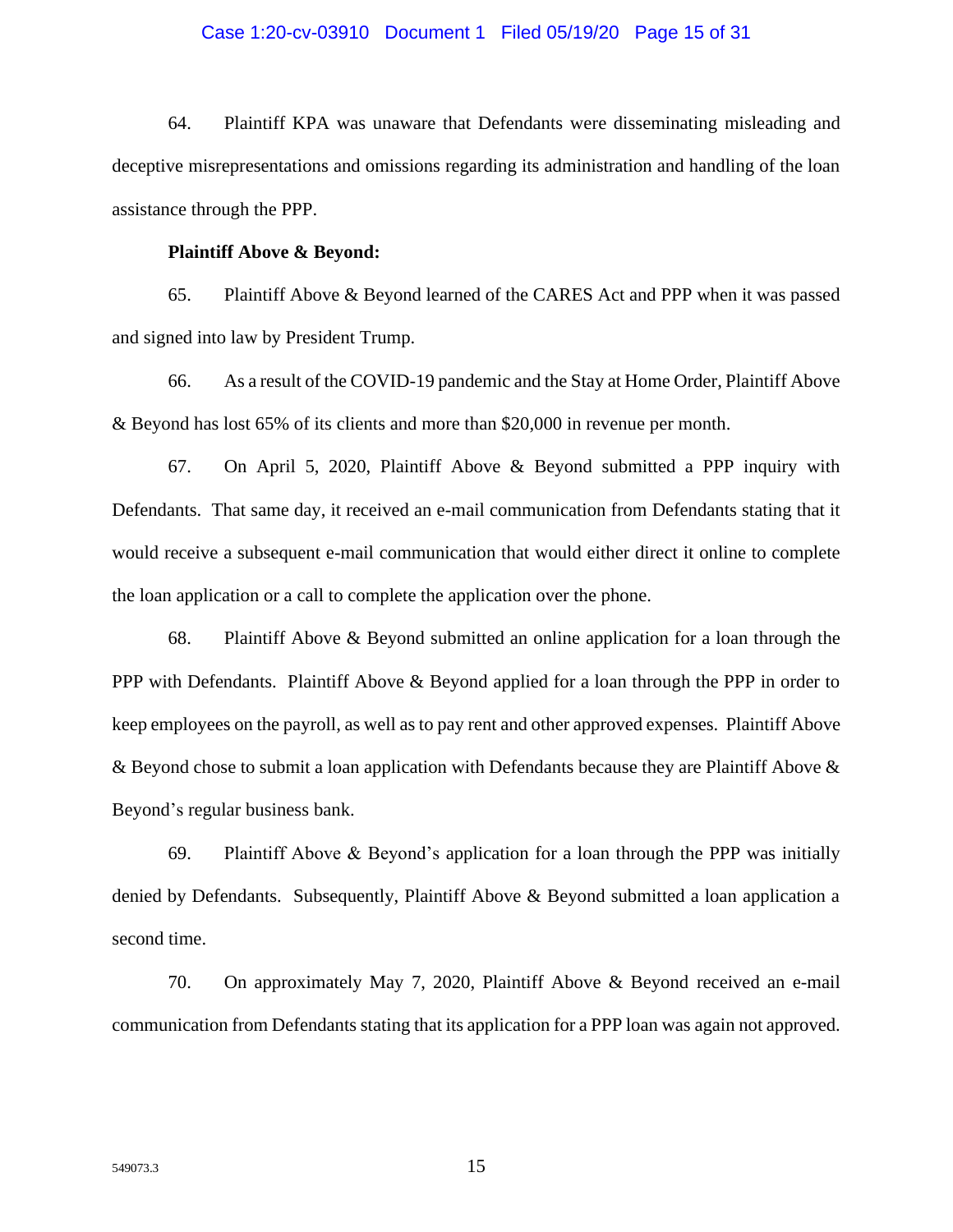64. Plaintiff KPA was unaware that Defendants were disseminating misleading and deceptive misrepresentations and omissions regarding its administration and handling of the loan assistance through the PPP.

**Plaintiff Above & Beyond:**

65. Plaintiff Above & Beyond learned of the CARES Act and PPP when it was passed and signed into law by President Trump.

66. As a result of the COVID-19 pandemic and the Stay at Home Order, Plaintiff Above & Beyond has lost 65% of its clients and more than $20,000 in revenue per month.

67. On April 5, 2020, Plaintiff Above & Beyond submitted a PPP inquiry with Defendants. That same day, it received an e-mail communication from Defendants stating that it would receive a subsequent e-mail communication that would either direct it online to complete the loan application or a call to complete the application over the phone.

68. Plaintiff Above & Beyond submitted an online application for a loan through the PPP with Defendants. Plaintiff Above & Beyond applied for a loan through the PPP in order to keep employees on the payroll, as well as to pay rent and other approved expenses. Plaintiff Above & Beyond chose to submit a loan application with Defendants because they are Plaintiff Above & Beyond's regular business bank.

69. Plaintiff Above & Beyond's application for a loan through the PPP was initially denied by Defendants. Subsequently, Plaintiff Above & Beyond submitted a loan application a second time.

70. On approximately May 7, 2020, Plaintiff Above & Beyond received an e-mail communication from Defendants stating that its application for a PPP loan was again not approved.

549073.3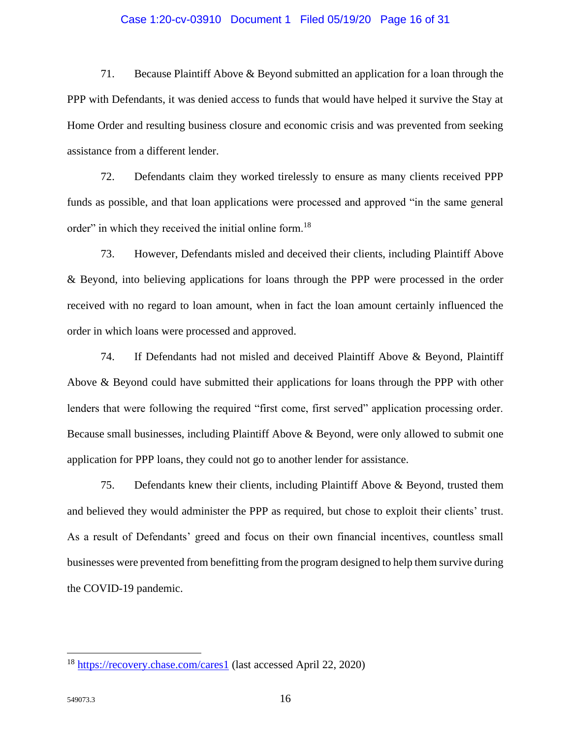71. Because Plaintiff Above & Beyond submitted an application for a loan through the PPP with Defendants, it was denied access to funds that would have helped it survive the Stay at Home Order and resulting business closure and economic crisis and was prevented from seeking assistance from a different lender.

72. Defendants claim they worked tirelessly to ensure as many clients received PPP funds as possible, and that loan applications were processed and approved "in the same general order" in which they received the initial online form.[18]

73. However, Defendants misled and deceived their clients, including Plaintiff Above & Beyond, into believing applications for loans through the PPP were processed in the order received with no regard to loan amount, when in fact the loan amount certainly influenced the order in which loans were processed and approved.

74. If Defendants had not misled and deceived Plaintiff Above & Beyond, Plaintiff Above & Beyond could have submitted their applications for loans through the PPP with other lenders that were following the required "first come, first served" application processing order. Because small businesses, including Plaintiff Above & Beyond, were only allowed to submit one application for PPP loans, they could not go to another lender for assistance.

75. Defendants knew their clients, including Plaintiff Above & Beyond, trusted them and believed they would administer the PPP as required, but chose to exploit their clients' trust. As a result of Defendants' greed and focus on their own financial incentives, countless small businesses were prevented from benefitting from the program designed to help them survive during the COVID-19 pandemic.

---

[18] https://recovery.chase.com/cares1 (last accessed April 22, 2020)

549073.3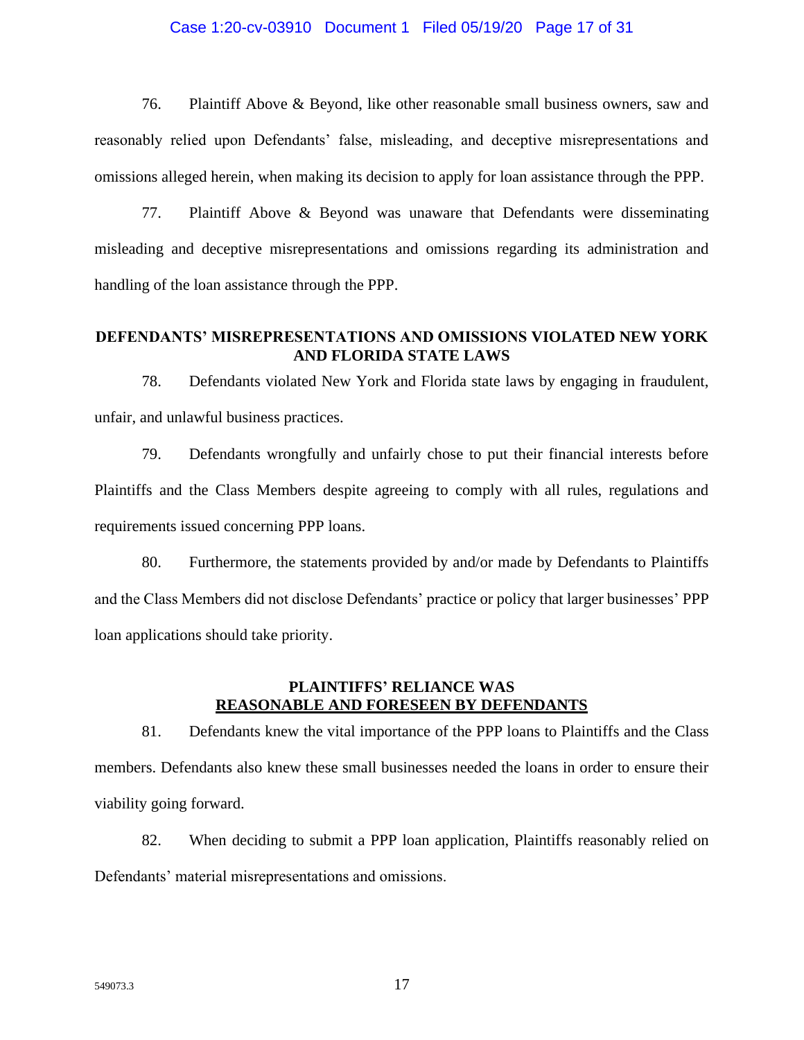76. Plaintiff Above & Beyond, like other reasonable small business owners, saw and reasonably relied upon Defendants' false, misleading, and deceptive misrepresentations and omissions alleged herein, when making its decision to apply for loan assistance through the PPP.

77. Plaintiff Above & Beyond was unaware that Defendants were disseminating misleading and deceptive misrepresentations and omissions regarding its administration and handling of the loan assistance through the PPP.

## DEFENDANTS' MISREPRESENTATIONS AND OMISSIONS VIOLATED NEW YORK AND FLORIDA STATE LAWS

78. Defendants violated New York and Florida state laws by engaging in fraudulent, unfair, and unlawful business practices.

79. Defendants wrongfully and unfairly chose to put their financial interests before Plaintiffs and the Class Members despite agreeing to comply with all rules, regulations and requirements issued concerning PPP loans.

80. Furthermore, the statements provided by and/or made by Defendants to Plaintiffs and the Class Members did not disclose Defendants' practice or policy that larger businesses' PPP loan applications should take priority.

## PLAINTIFFS' RELIANCE WAS REASONABLE AND FORESEEN BY DEFENDANTS

81. Defendants knew the vital importance of the PPP loans to Plaintiffs and the Class members. Defendants also knew these small businesses needed the loans in order to ensure their viability going forward.

82. When deciding to submit a PPP loan application, Plaintiffs reasonably relied on Defendants' material misrepresentations and omissions.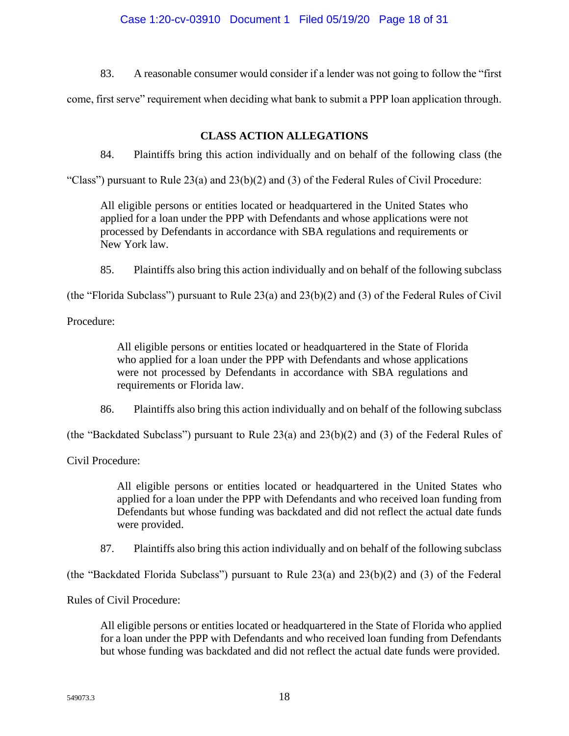83. A reasonable consumer would consider if a lender was not going to follow the "first come, first serve" requirement when deciding what bank to submit a PPP loan application through.

## CLASS ACTION ALLEGATIONS

84. Plaintiffs bring this action individually and on behalf of the following class (the "Class") pursuant to Rule 23(a) and 23(b)(2) and (3) of the Federal Rules of Civil Procedure:

> All eligible persons or entities located or headquartered in the United States who applied for a loan under the PPP with Defendants and whose applications were not processed by Defendants in accordance with SBA regulations and requirements or New York law.

85. Plaintiffs also bring this action individually and on behalf of the following subclass (the "Florida Subclass") pursuant to Rule 23(a) and 23(b)(2) and (3) of the Federal Rules of Civil Procedure:

> All eligible persons or entities located or headquartered in the State of Florida who applied for a loan under the PPP with Defendants and whose applications were not processed by Defendants in accordance with SBA regulations and requirements or Florida law.

86. Plaintiffs also bring this action individually and on behalf of the following subclass (the "Backdated Subclass") pursuant to Rule 23(a) and 23(b)(2) and (3) of the Federal Rules of Civil Procedure:

> All eligible persons or entities located or headquartered in the United States who applied for a loan under the PPP with Defendants and who received loan funding from Defendants but whose funding was backdated and did not reflect the actual date funds were provided.

87. Plaintiffs also bring this action individually and on behalf of the following subclass (the "Backdated Florida Subclass") pursuant to Rule 23(a) and 23(b)(2) and (3) of the Federal Rules of Civil Procedure:

> All eligible persons or entities located or headquartered in the State of Florida who applied for a loan under the PPP with Defendants and who received loan funding from Defendants but whose funding was backdated and did not reflect the actual date funds were provided.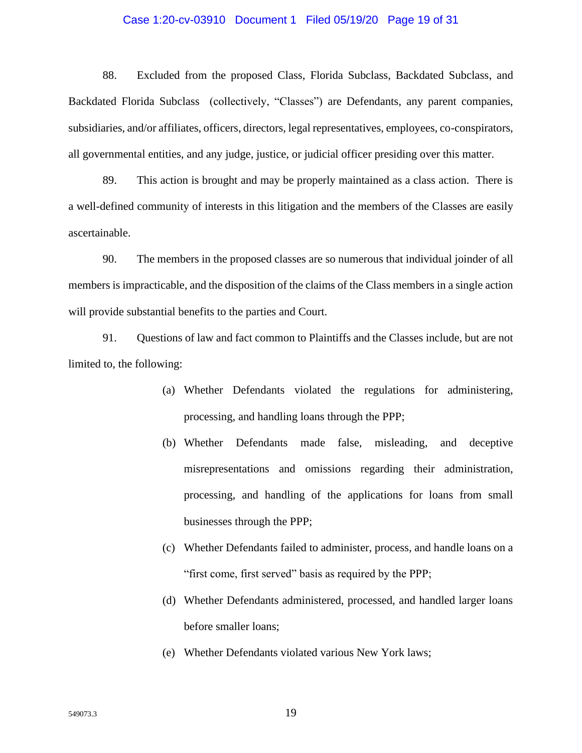88. Excluded from the proposed Class, Florida Subclass, Backdated Subclass, and Backdated Florida Subclass (collectively, "Classes") are Defendants, any parent companies, subsidiaries, and/or affiliates, officers, directors, legal representatives, employees, co-conspirators, all governmental entities, and any judge, justice, or judicial officer presiding over this matter.

89. This action is brought and may be properly maintained as a class action. There is a well-defined community of interests in this litigation and the members of the Classes are easily ascertainable.

90. The members in the proposed classes are so numerous that individual joinder of all members is impracticable, and the disposition of the claims of the Class members in a single action will provide substantial benefits to the parties and Court.

91. Questions of law and fact common to Plaintiffs and the Classes include, but are not limited to, the following:

(a) Whether Defendants violated the regulations for administering, processing, and handling loans through the PPP;

(b) Whether Defendants made false, misleading, and deceptive misrepresentations and omissions regarding their administration, processing, and handling of the applications for loans from small businesses through the PPP;

(c) Whether Defendants failed to administer, process, and handle loans on a "first come, first served" basis as required by the PPP;

(d) Whether Defendants administered, processed, and handled larger loans before smaller loans;

(e) Whether Defendants violated various New York laws;

549073.3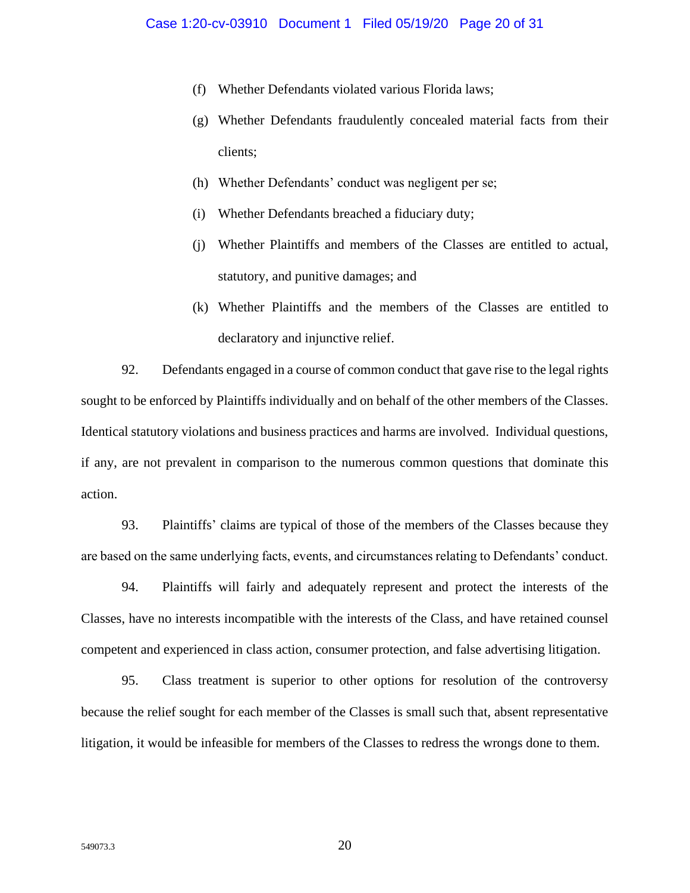(f) Whether Defendants violated various Florida laws;

(g) Whether Defendants fraudulently concealed material facts from their clients;

(h) Whether Defendants' conduct was negligent per se;

(i) Whether Defendants breached a fiduciary duty;

(j) Whether Plaintiffs and members of the Classes are entitled to actual, statutory, and punitive damages; and

(k) Whether Plaintiffs and the members of the Classes are entitled to declaratory and injunctive relief.

92. Defendants engaged in a course of common conduct that gave rise to the legal rights sought to be enforced by Plaintiffs individually and on behalf of the other members of the Classes. Identical statutory violations and business practices and harms are involved. Individual questions, if any, are not prevalent in comparison to the numerous common questions that dominate this action.

93. Plaintiffs' claims are typical of those of the members of the Classes because they are based on the same underlying facts, events, and circumstances relating to Defendants' conduct.

94. Plaintiffs will fairly and adequately represent and protect the interests of the Classes, have no interests incompatible with the interests of the Class, and have retained counsel competent and experienced in class action, consumer protection, and false advertising litigation.

95. Class treatment is superior to other options for resolution of the controversy because the relief sought for each member of the Classes is small such that, absent representative litigation, it would be infeasible for members of the Classes to redress the wrongs done to them.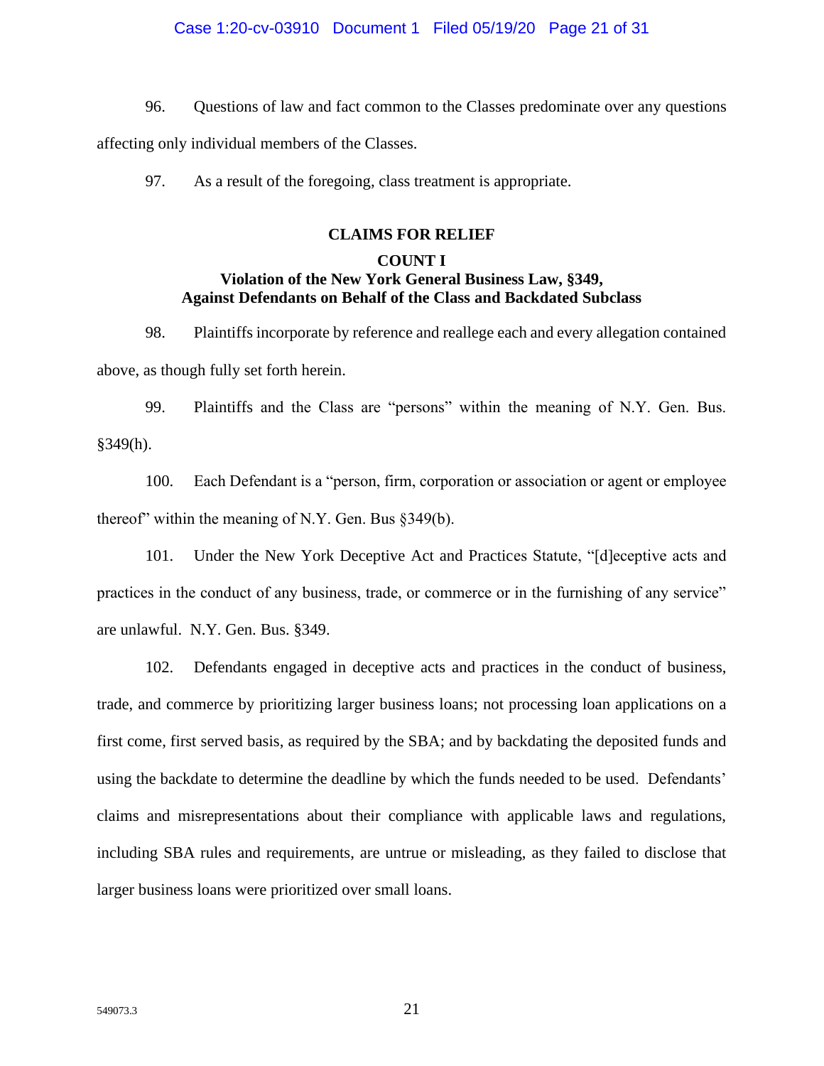96. Questions of law and fact common to the Classes predominate over any questions affecting only individual members of the Classes.

97. As a result of the foregoing, class treatment is appropriate.

## CLAIMS FOR RELIEF

### COUNT I
### Violation of the New York General Business Law, §349, Against Defendants on Behalf of the Class and Backdated Subclass

98. Plaintiffs incorporate by reference and reallege each and every allegation contained above, as though fully set forth herein.

99. Plaintiffs and the Class are "persons" within the meaning of N.Y. Gen. Bus. §349(h).

100. Each Defendant is a "person, firm, corporation or association or agent or employee thereof" within the meaning of N.Y. Gen. Bus §349(b).

101. Under the New York Deceptive Act and Practices Statute, "[d]eceptive acts and practices in the conduct of any business, trade, or commerce or in the furnishing of any service" are unlawful. N.Y. Gen. Bus. §349.

102. Defendants engaged in deceptive acts and practices in the conduct of business, trade, and commerce by prioritizing larger business loans; not processing loan applications on a first come, first served basis, as required by the SBA; and by backdating the deposited funds and using the backdate to determine the deadline by which the funds needed to be used. Defendants' claims and misrepresentations about their compliance with applicable laws and regulations, including SBA rules and requirements, are untrue or misleading, as they failed to disclose that larger business loans were prioritized over small loans.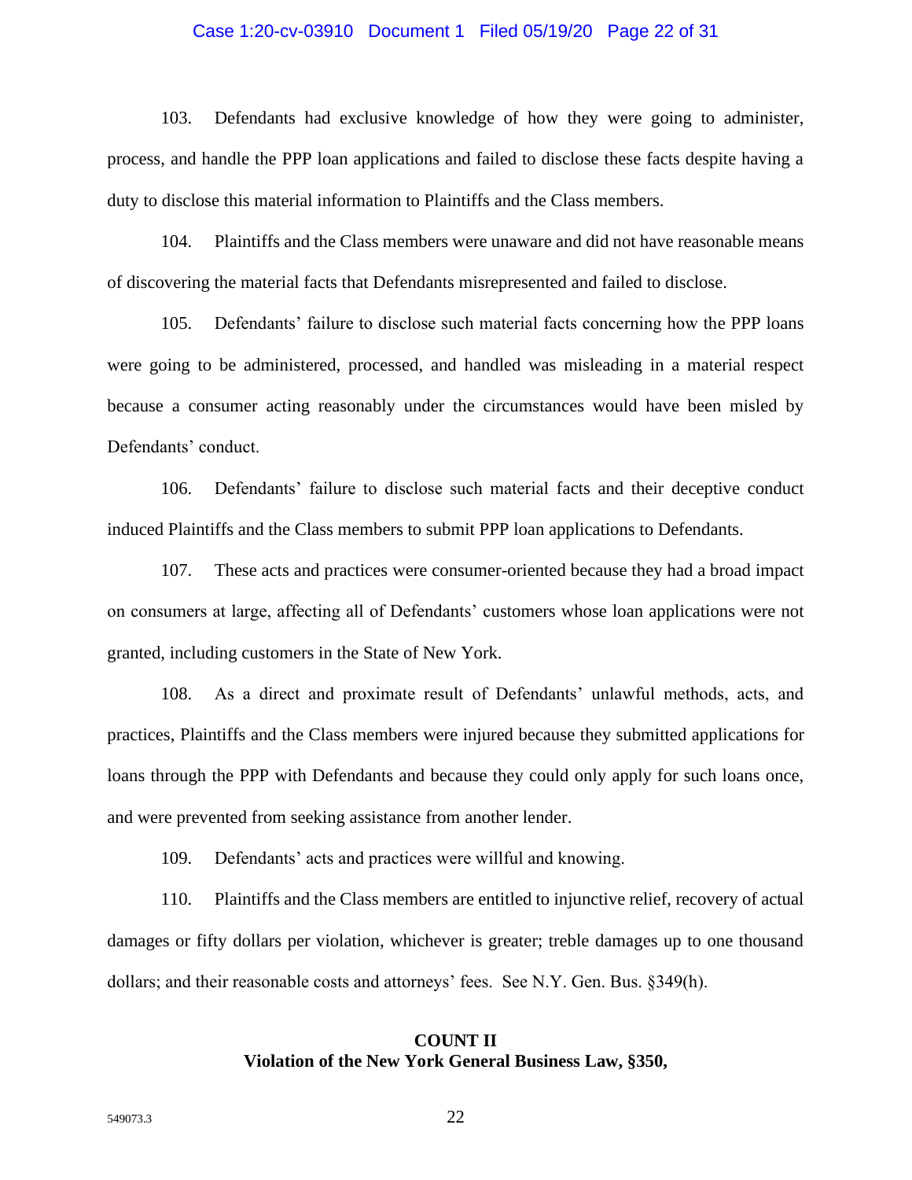103. Defendants had exclusive knowledge of how they were going to administer, process, and handle the PPP loan applications and failed to disclose these facts despite having a duty to disclose this material information to Plaintiffs and the Class members.

104. Plaintiffs and the Class members were unaware and did not have reasonable means of discovering the material facts that Defendants misrepresented and failed to disclose.

105. Defendants' failure to disclose such material facts concerning how the PPP loans were going to be administered, processed, and handled was misleading in a material respect because a consumer acting reasonably under the circumstances would have been misled by Defendants' conduct.

106. Defendants' failure to disclose such material facts and their deceptive conduct induced Plaintiffs and the Class members to submit PPP loan applications to Defendants.

107. These acts and practices were consumer-oriented because they had a broad impact on consumers at large, affecting all of Defendants' customers whose loan applications were not granted, including customers in the State of New York.

108. As a direct and proximate result of Defendants' unlawful methods, acts, and practices, Plaintiffs and the Class members were injured because they submitted applications for loans through the PPP with Defendants and because they could only apply for such loans once, and were prevented from seeking assistance from another lender.

109. Defendants' acts and practices were willful and knowing.

110. Plaintiffs and the Class members are entitled to injunctive relief, recovery of actual damages or fifty dollars per violation, whichever is greater; treble damages up to one thousand dollars; and their reasonable costs and attorneys' fees. See N.Y. Gen. Bus. §349(h).

## COUNT II
## Violation of the New York General Business Law, §350,

549073.3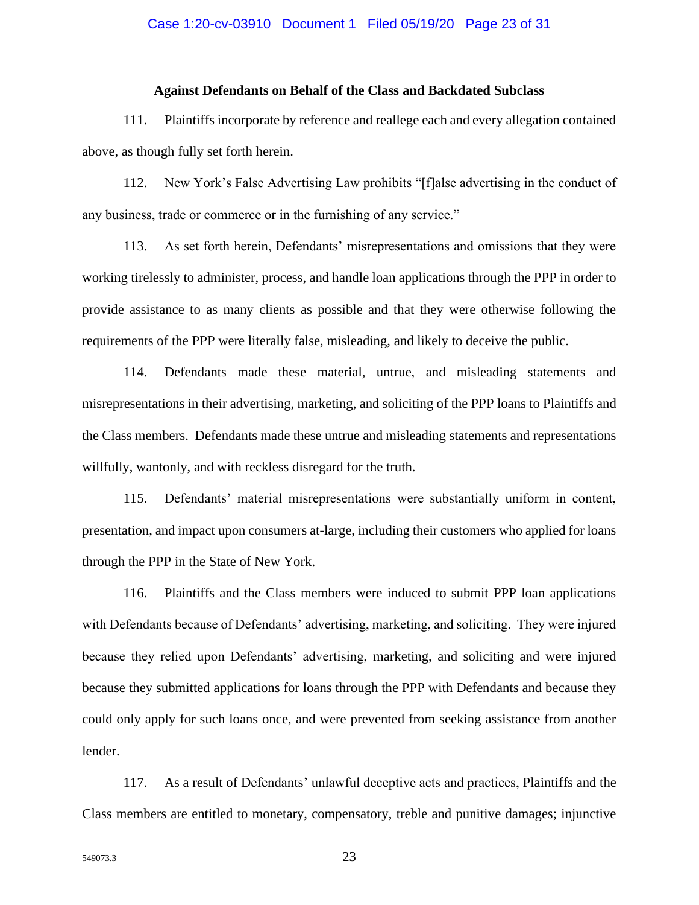**Against Defendants on Behalf of the Class and Backdated Subclass**

111. Plaintiffs incorporate by reference and reallege each and every allegation contained above, as though fully set forth herein.

112. New York's False Advertising Law prohibits "[f]alse advertising in the conduct of any business, trade or commerce or in the furnishing of any service."

113. As set forth herein, Defendants' misrepresentations and omissions that they were working tirelessly to administer, process, and handle loan applications through the PPP in order to provide assistance to as many clients as possible and that they were otherwise following the requirements of the PPP were literally false, misleading, and likely to deceive the public.

114. Defendants made these material, untrue, and misleading statements and misrepresentations in their advertising, marketing, and soliciting of the PPP loans to Plaintiffs and the Class members. Defendants made these untrue and misleading statements and representations willfully, wantonly, and with reckless disregard for the truth.

115. Defendants' material misrepresentations were substantially uniform in content, presentation, and impact upon consumers at-large, including their customers who applied for loans through the PPP in the State of New York.

116. Plaintiffs and the Class members were induced to submit PPP loan applications with Defendants because of Defendants' advertising, marketing, and soliciting. They were injured because they relied upon Defendants' advertising, marketing, and soliciting and were injured because they submitted applications for loans through the PPP with Defendants and because they could only apply for such loans once, and were prevented from seeking assistance from another lender.

117. As a result of Defendants' unlawful deceptive acts and practices, Plaintiffs and the Class members are entitled to monetary, compensatory, treble and punitive damages; injunctive

549073.3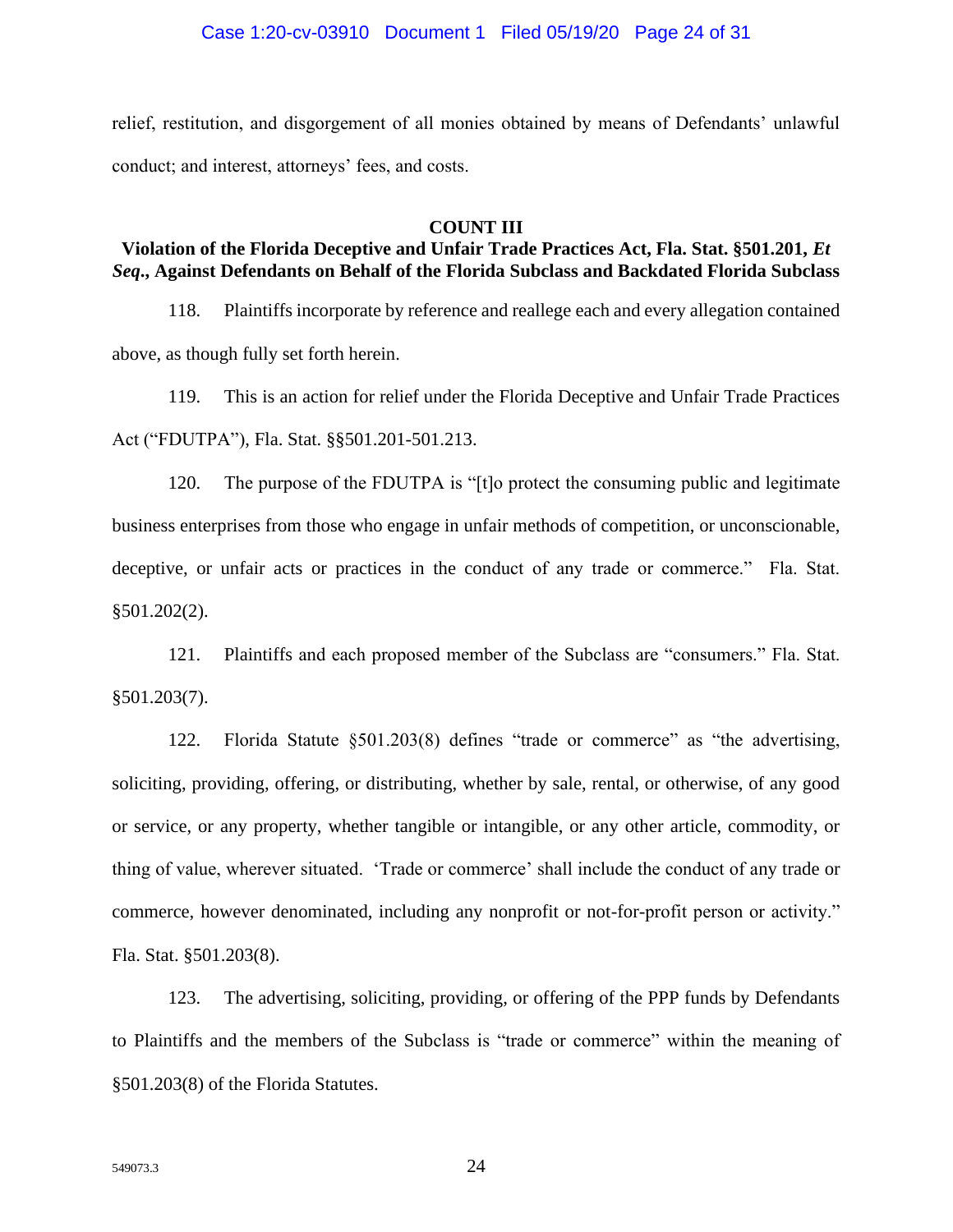relief, restitution, and disgorgement of all monies obtained by means of Defendants' unlawful conduct; and interest, attorneys' fees, and costs.

**COUNT III**

**Violation of the Florida Deceptive and Unfair Trade Practices Act, Fla. Stat. §501.201, *Et Seq*., Against Defendants on Behalf of the Florida Subclass and Backdated Florida Subclass**

118. Plaintiffs incorporate by reference and reallege each and every allegation contained above, as though fully set forth herein.

119. This is an action for relief under the Florida Deceptive and Unfair Trade Practices Act ("FDUTPA"), Fla. Stat. §§501.201-501.213.

120. The purpose of the FDUTPA is "[t]o protect the consuming public and legitimate business enterprises from those who engage in unfair methods of competition, or unconscionable, deceptive, or unfair acts or practices in the conduct of any trade or commerce." Fla. Stat. §501.202(2).

121. Plaintiffs and each proposed member of the Subclass are "consumers." Fla. Stat. §501.203(7).

122. Florida Statute §501.203(8) defines "trade or commerce" as "the advertising, soliciting, providing, offering, or distributing, whether by sale, rental, or otherwise, of any good or service, or any property, whether tangible or intangible, or any other article, commodity, or thing of value, wherever situated. 'Trade or commerce' shall include the conduct of any trade or commerce, however denominated, including any nonprofit or not-for-profit person or activity." Fla. Stat. §501.203(8).

123. The advertising, soliciting, providing, or offering of the PPP funds by Defendants to Plaintiffs and the members of the Subclass is "trade or commerce" within the meaning of §501.203(8) of the Florida Statutes.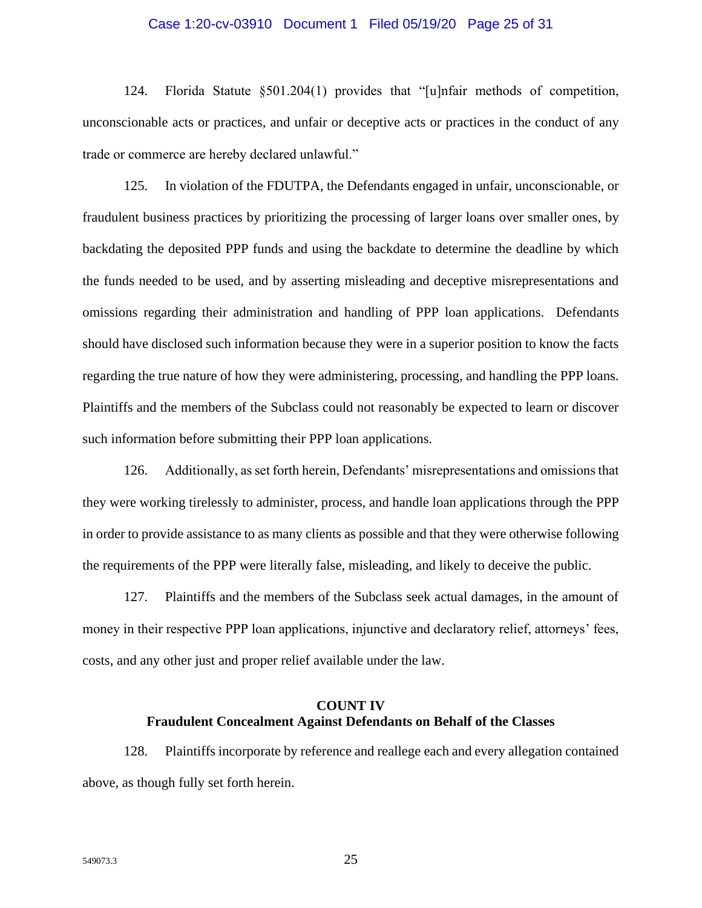124. Florida Statute §501.204(1) provides that "[u]nfair methods of competition, unconscionable acts or practices, and unfair or deceptive acts or practices in the conduct of any trade or commerce are hereby declared unlawful."

125. In violation of the FDUTPA, the Defendants engaged in unfair, unconscionable, or fraudulent business practices by prioritizing the processing of larger loans over smaller ones, by backdating the deposited PPP funds and using the backdate to determine the deadline by which the funds needed to be used, and by asserting misleading and deceptive misrepresentations and omissions regarding their administration and handling of PPP loan applications. Defendants should have disclosed such information because they were in a superior position to know the facts regarding the true nature of how they were administering, processing, and handling the PPP loans. Plaintiffs and the members of the Subclass could not reasonably be expected to learn or discover such information before submitting their PPP loan applications.

126. Additionally, as set forth herein, Defendants' misrepresentations and omissions that they were working tirelessly to administer, process, and handle loan applications through the PPP in order to provide assistance to as many clients as possible and that they were otherwise following the requirements of the PPP were literally false, misleading, and likely to deceive the public.

127. Plaintiffs and the members of the Subclass seek actual damages, in the amount of money in their respective PPP loan applications, injunctive and declaratory relief, attorneys' fees, costs, and any other just and proper relief available under the law.

**COUNT IV**
**Fraudulent Concealment Against Defendants on Behalf of the Classes**

128. Plaintiffs incorporate by reference and reallege each and every allegation contained above, as though fully set forth herein.

549073.3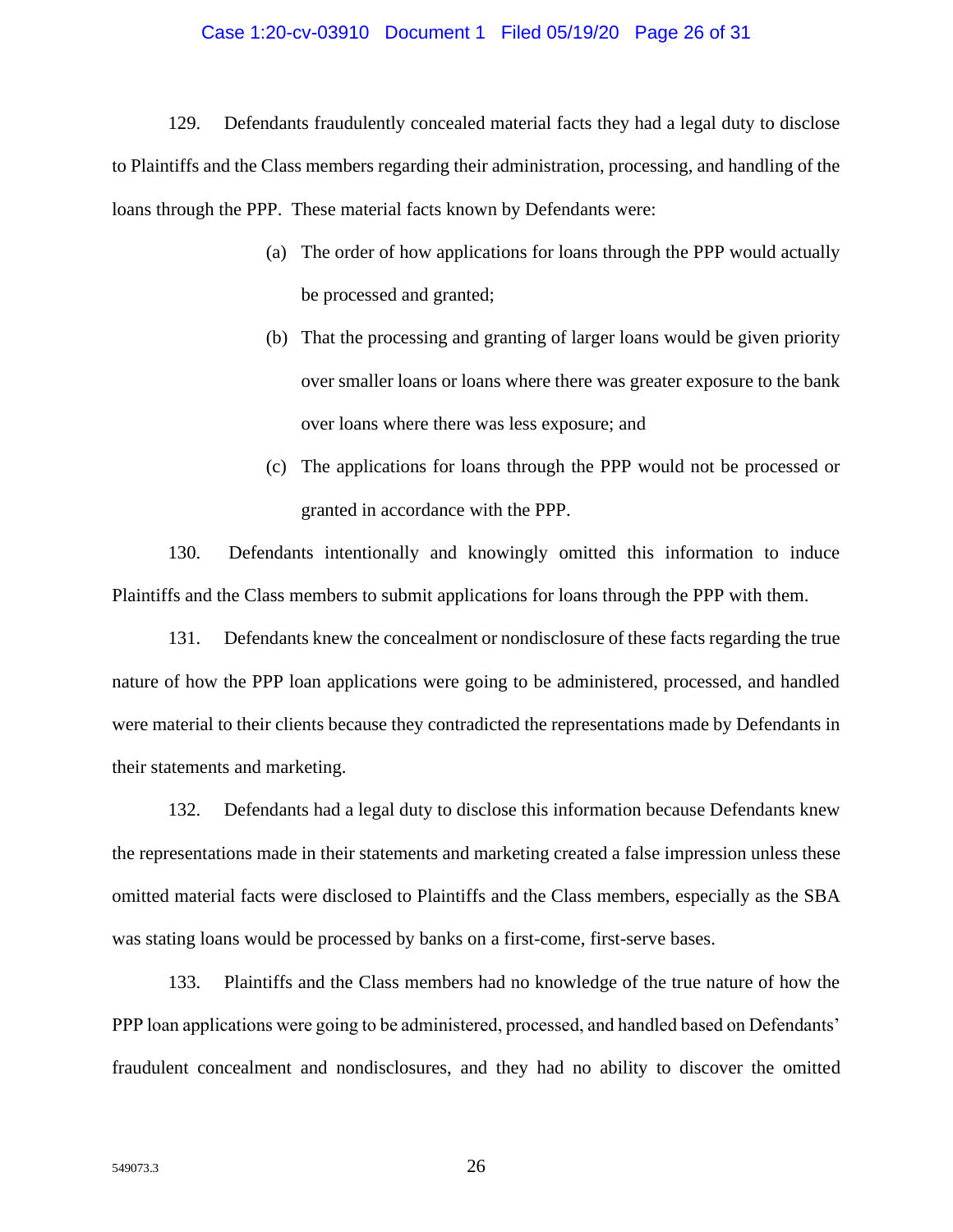129. Defendants fraudulently concealed material facts they had a legal duty to disclose to Plaintiffs and the Class members regarding their administration, processing, and handling of the loans through the PPP. These material facts known by Defendants were:

(a) The order of how applications for loans through the PPP would actually be processed and granted;

(b) That the processing and granting of larger loans would be given priority over smaller loans or loans where there was greater exposure to the bank over loans where there was less exposure; and

(c) The applications for loans through the PPP would not be processed or granted in accordance with the PPP.

130. Defendants intentionally and knowingly omitted this information to induce Plaintiffs and the Class members to submit applications for loans through the PPP with them.

131. Defendants knew the concealment or nondisclosure of these facts regarding the true nature of how the PPP loan applications were going to be administered, processed, and handled were material to their clients because they contradicted the representations made by Defendants in their statements and marketing.

132. Defendants had a legal duty to disclose this information because Defendants knew the representations made in their statements and marketing created a false impression unless these omitted material facts were disclosed to Plaintiffs and the Class members, especially as the SBA was stating loans would be processed by banks on a first-come, first-serve bases.

133. Plaintiffs and the Class members had no knowledge of the true nature of how the PPP loan applications were going to be administered, processed, and handled based on Defendants' fraudulent concealment and nondisclosures, and they had no ability to discover the omitted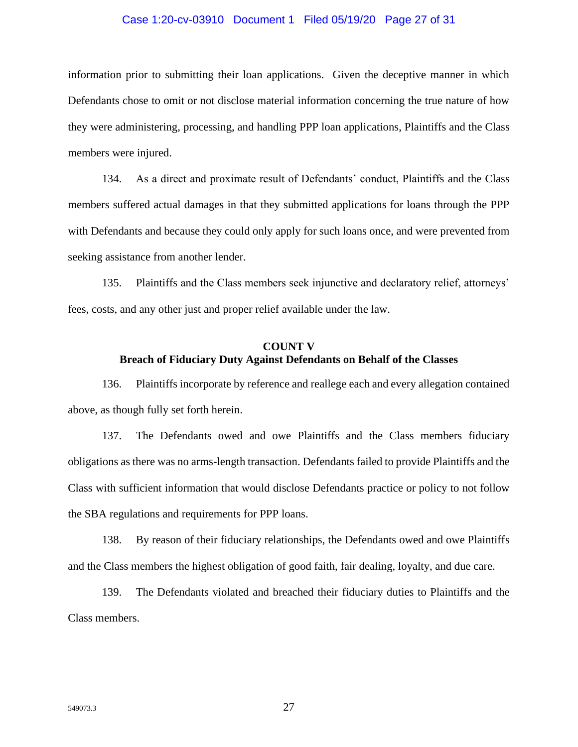information prior to submitting their loan applications. Given the deceptive manner in which Defendants chose to omit or not disclose material information concerning the true nature of how they were administering, processing, and handling PPP loan applications, Plaintiffs and the Class members were injured.

134. As a direct and proximate result of Defendants' conduct, Plaintiffs and the Class members suffered actual damages in that they submitted applications for loans through the PPP with Defendants and because they could only apply for such loans once, and were prevented from seeking assistance from another lender.

135. Plaintiffs and the Class members seek injunctive and declaratory relief, attorneys' fees, costs, and any other just and proper relief available under the law.

**COUNT V**
**Breach of Fiduciary Duty Against Defendants on Behalf of the Classes**

136. Plaintiffs incorporate by reference and reallege each and every allegation contained above, as though fully set forth herein.

137. The Defendants owed and owe Plaintiffs and the Class members fiduciary obligations as there was no arms-length transaction. Defendants failed to provide Plaintiffs and the Class with sufficient information that would disclose Defendants practice or policy to not follow the SBA regulations and requirements for PPP loans.

138. By reason of their fiduciary relationships, the Defendants owed and owe Plaintiffs and the Class members the highest obligation of good faith, fair dealing, loyalty, and due care.

139. The Defendants violated and breached their fiduciary duties to Plaintiffs and the Class members.

549073.3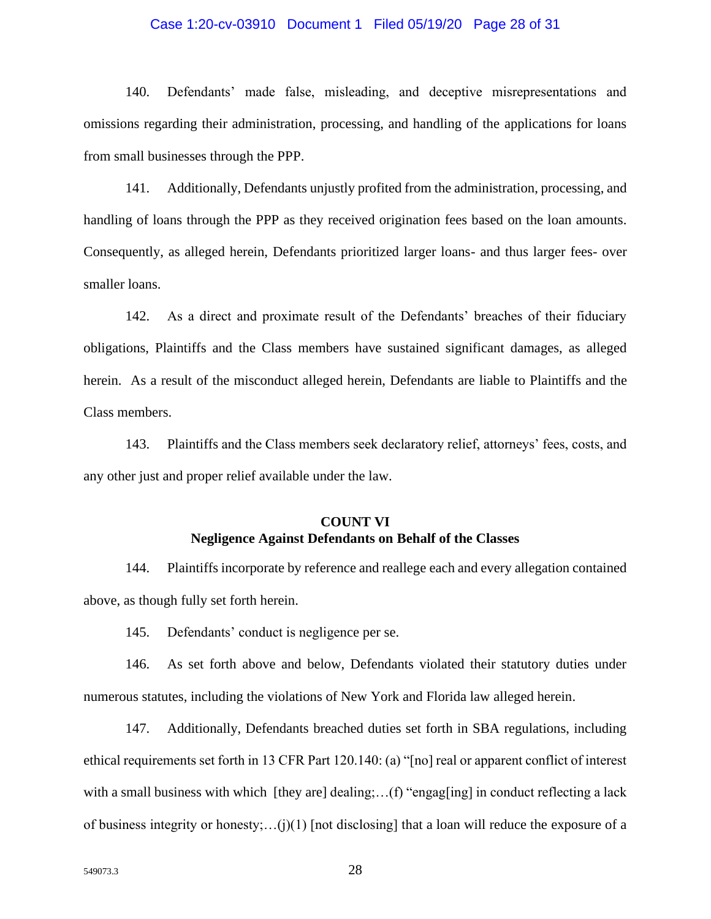140. Defendants' made false, misleading, and deceptive misrepresentations and omissions regarding their administration, processing, and handling of the applications for loans from small businesses through the PPP.

141. Additionally, Defendants unjustly profited from the administration, processing, and handling of loans through the PPP as they received origination fees based on the loan amounts. Consequently, as alleged herein, Defendants prioritized larger loans- and thus larger fees- over smaller loans.

142. As a direct and proximate result of the Defendants' breaches of their fiduciary obligations, Plaintiffs and the Class members have sustained significant damages, as alleged herein. As a result of the misconduct alleged herein, Defendants are liable to Plaintiffs and the Class members.

143. Plaintiffs and the Class members seek declaratory relief, attorneys' fees, costs, and any other just and proper relief available under the law.

**COUNT VI**
**Negligence Against Defendants on Behalf of the Classes**

144. Plaintiffs incorporate by reference and reallege each and every allegation contained above, as though fully set forth herein.

145. Defendants' conduct is negligence per se.

146. As set forth above and below, Defendants violated their statutory duties under numerous statutes, including the violations of New York and Florida law alleged herein.

147. Additionally, Defendants breached duties set forth in SBA regulations, including ethical requirements set forth in 13 CFR Part 120.140: (a) "[no] real or apparent conflict of interest with a small business with which [they are] dealing;…(f) "engag[ing] in conduct reflecting a lack of business integrity or honesty;…(j)(1) [not disclosing] that a loan will reduce the exposure of a

549073.3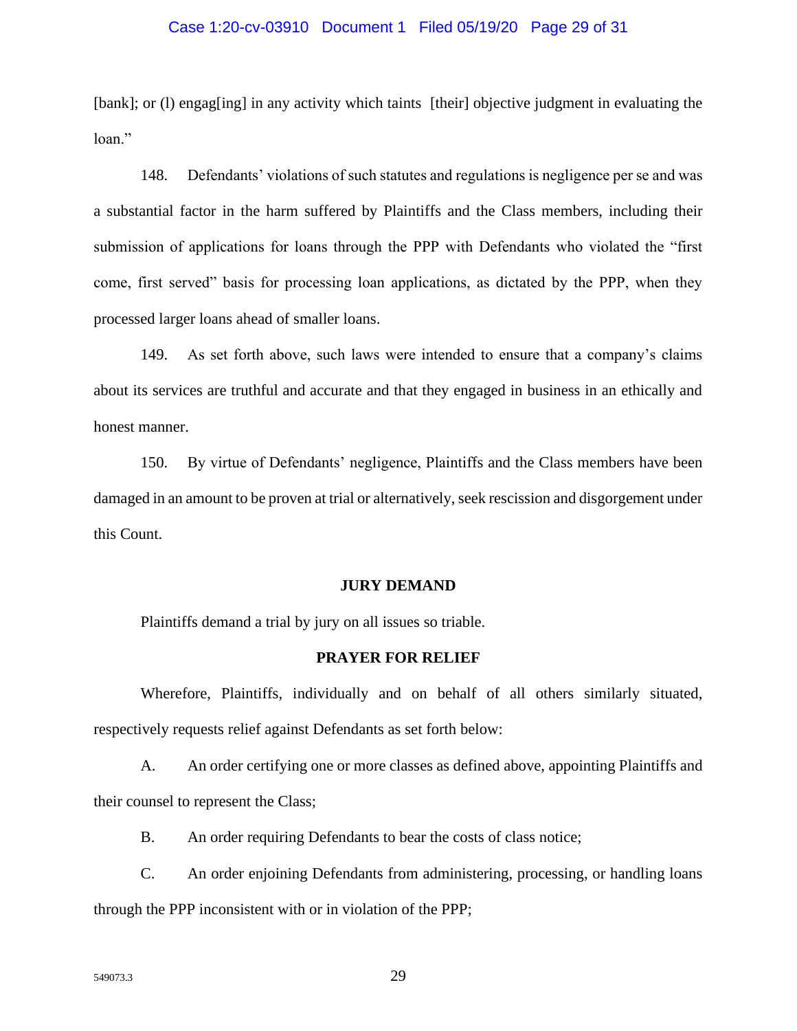[bank]; or (l) engag[ing] in any activity which taints [their] objective judgment in evaluating the loan."

148. Defendants' violations of such statutes and regulations is negligence per se and was a substantial factor in the harm suffered by Plaintiffs and the Class members, including their submission of applications for loans through the PPP with Defendants who violated the "first come, first served" basis for processing loan applications, as dictated by the PPP, when they processed larger loans ahead of smaller loans.

149. As set forth above, such laws were intended to ensure that a company's claims about its services are truthful and accurate and that they engaged in business in an ethically and honest manner.

150. By virtue of Defendants' negligence, Plaintiffs and the Class members have been damaged in an amount to be proven at trial or alternatively, seek rescission and disgorgement under this Count.

**JURY DEMAND**

Plaintiffs demand a trial by jury on all issues so triable.

**PRAYER FOR RELIEF**

Wherefore, Plaintiffs, individually and on behalf of all others similarly situated, respectively requests relief against Defendants as set forth below:

A. An order certifying one or more classes as defined above, appointing Plaintiffs and their counsel to represent the Class;

B. An order requiring Defendants to bear the costs of class notice;

C. An order enjoining Defendants from administering, processing, or handling loans through the PPP inconsistent with or in violation of the PPP;

549073.3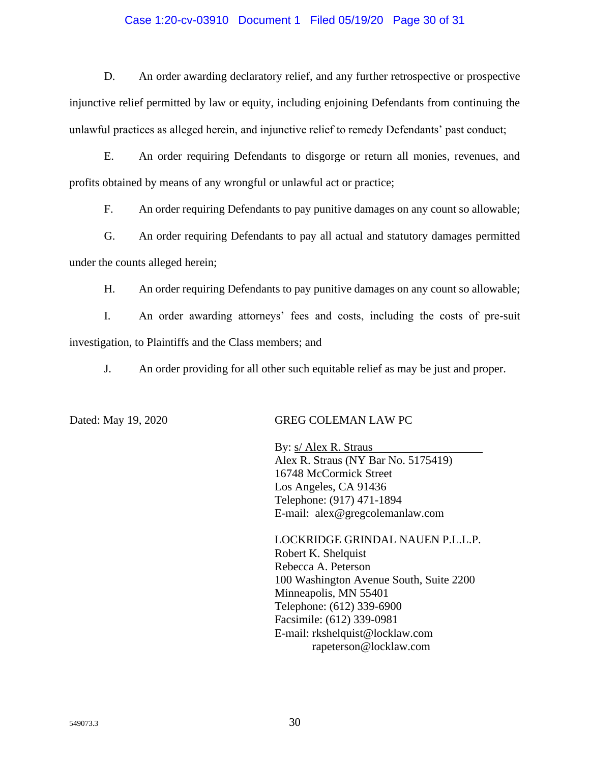D. An order awarding declaratory relief, and any further retrospective or prospective injunctive relief permitted by law or equity, including enjoining Defendants from continuing the unlawful practices as alleged herein, and injunctive relief to remedy Defendants' past conduct;

E. An order requiring Defendants to disgorge or return all monies, revenues, and profits obtained by means of any wrongful or unlawful act or practice;

F. An order requiring Defendants to pay punitive damages on any count so allowable;

G. An order requiring Defendants to pay all actual and statutory damages permitted under the counts alleged herein;

H. An order requiring Defendants to pay punitive damages on any count so allowable;

I. An order awarding attorneys' fees and costs, including the costs of pre-suit investigation, to Plaintiffs and the Class members; and

J. An order providing for all other such equitable relief as may be just and proper.

Dated: May 19, 2020

GREG COLEMAN LAW PC

By: s/ Alex R. Straus
Alex R. Straus (NY Bar No. 5175419)
16748 McCormick Street
Los Angeles, CA 91436
Telephone: (917) 471-1894
E-mail: alex@gregcolemanlaw.com

LOCKRIDGE GRINDAL NAUEN P.L.L.P.
Robert K. Shelquist
Rebecca A. Peterson
100 Washington Avenue South, Suite 2200
Minneapolis, MN 55401
Telephone: (612) 339-6900
Facsimile: (612) 339-0981
E-mail: rkshelquist@locklaw.com
rapeterson@locklaw.com

549073.3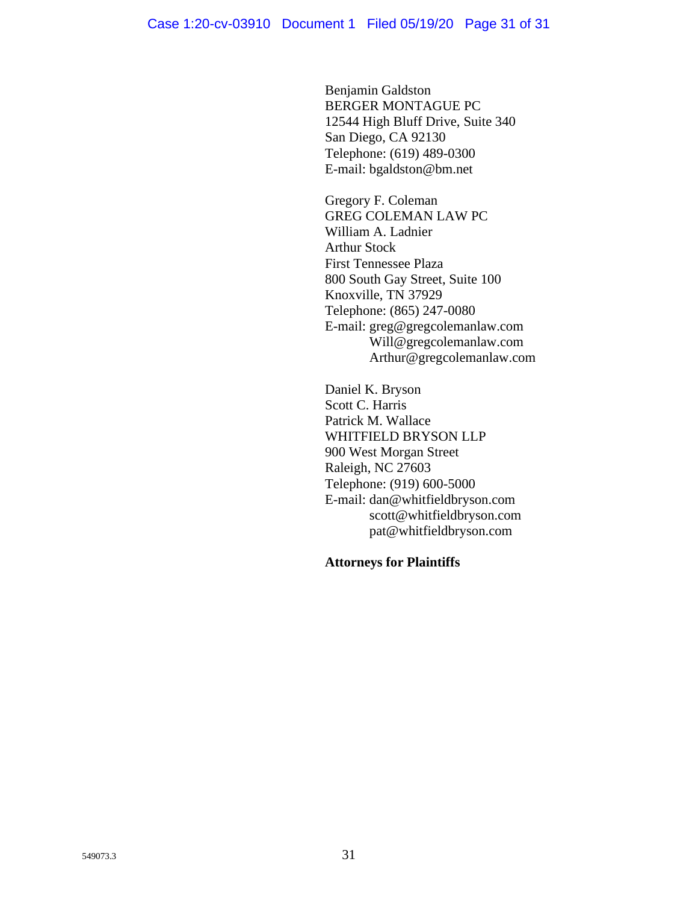Benjamin Galdston
BERGER MONTAGUE PC
12544 High Bluff Drive, Suite 340
San Diego, CA 92130
Telephone: (619) 489-0300
E-mail: bgaldston@bm.net

Gregory F. Coleman
GREG COLEMAN LAW PC
William A. Ladnier
Arthur Stock
First Tennessee Plaza
800 South Gay Street, Suite 100
Knoxville, TN 37929
Telephone: (865) 247-0080
E-mail: greg@gregcolemanlaw.com
Will@gregcolemanlaw.com
Arthur@gregcolemanlaw.com

Daniel K. Bryson
Scott C. Harris
Patrick M. Wallace
WHITFIELD BRYSON LLP
900 West Morgan Street
Raleigh, NC 27603
Telephone: (919) 600-5000
E-mail: dan@whitfieldbryson.com
scott@whitfieldbryson.com
pat@whitfieldbryson.com

**Attorneys for Plaintiffs**

549073.3